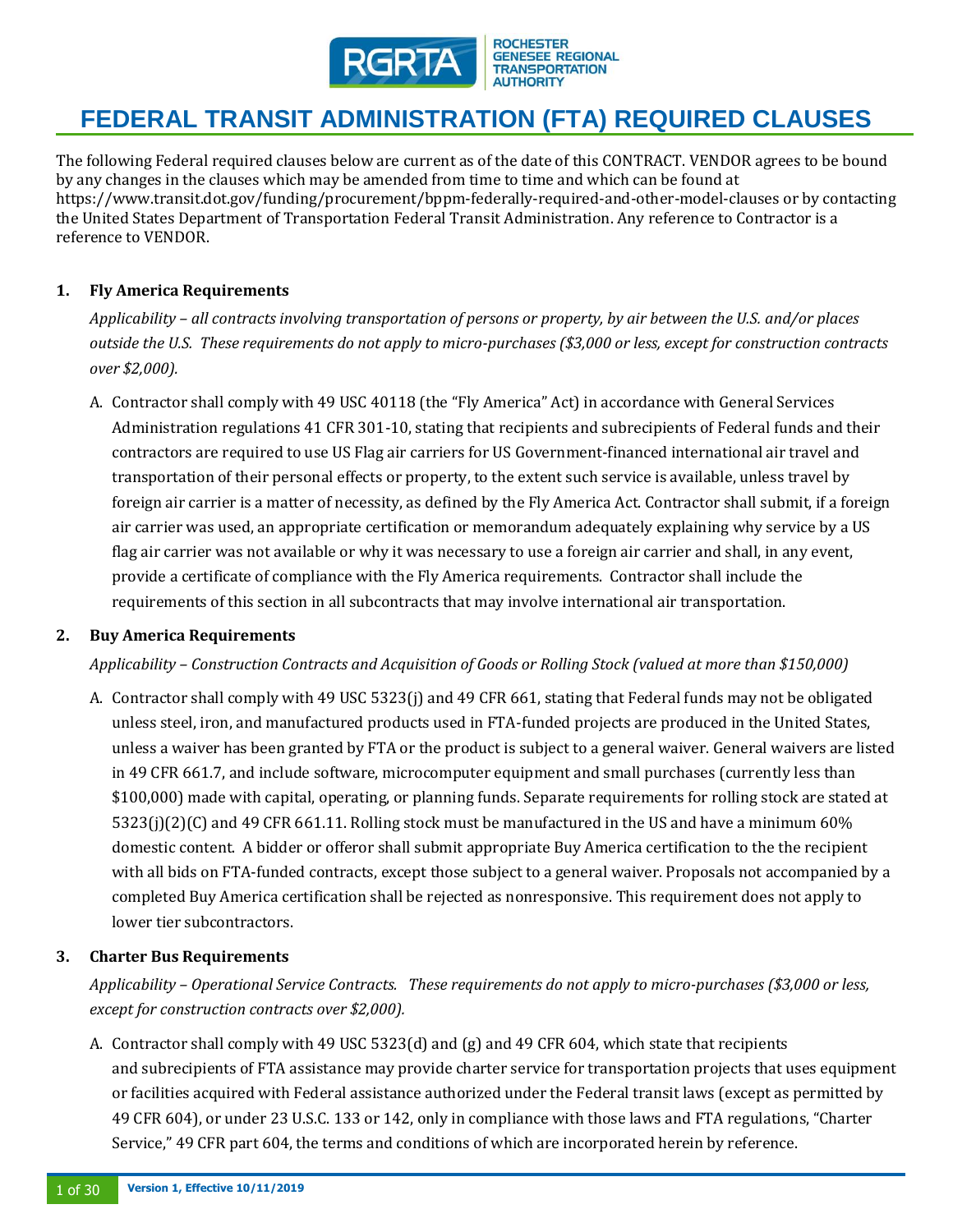# FEDERAL TRANSIT ADMINISTRATION (FTA) REQUIRED CLAUSES

The following Federal required clauses below are current as of the date of this CONTRACT. VENDOR agrees to be bound by any changes in the clauses which may be amended from time to time and which can be found at https://www.transit.dot.gov/funding/procurement/bppm-federally-required-and-other-model-clauses or by contacting the United States Department of Transportation Federal Transit Administration. Any reference to Contractor is a reference to VENDOR.

## 1. Fly America Requirements

*Applicability – all contracts involving transportation of persons or property, by air between the U.S. and/or places outside the U.S. These requirements do not apply to micro-purchases ($3,000 or less, except for construction contracts over $2,000).*

A. Contractor shall comply with 49 USC 40118 (the "Fly America" Act) in accordance with General Services Administration regulations 41 CFR 301-10, stating that recipients and subrecipients of Federal funds and their contractors are required to use US Flag air carriers for US Government-financed international air travel and transportation of their personal effects or property, to the extent such service is available, unless travel by foreign air carrier is a matter of necessity, as defined by the Fly America Act. Contractor shall submit, if a foreign air carrier was used, an appropriate certification or memorandum adequately explaining why service by a US flag air carrier was not available or why it was necessary to use a foreign air carrier and shall, in any event, provide a certificate of compliance with the Fly America requirements. Contractor shall include the requirements of this section in all subcontracts that may involve international air transportation.

## 2. Buy America Requirements

*Applicability – Construction Contracts and Acquisition of Goods or Rolling Stock (valued at more than $150,000)*

A. Contractor shall comply with 49 USC 5323(j) and 49 CFR 661, stating that Federal funds may not be obligated unless steel, iron, and manufactured products used in FTA-funded projects are produced in the United States, unless a waiver has been granted by FTA or the product is subject to a general waiver. General waivers are listed in 49 CFR 661.7, and include software, microcomputer equipment and small purchases (currently less than $100,000) made with capital, operating, or planning funds. Separate requirements for rolling stock are stated at 5323(j)(2)(C) and 49 CFR 661.11. Rolling stock must be manufactured in the US and have a minimum 60% domestic content. A bidder or offeror shall submit appropriate Buy America certification to the the recipient with all bids on FTA-funded contracts, except those subject to a general waiver. Proposals not accompanied by a completed Buy America certification shall be rejected as nonresponsive. This requirement does not apply to lower tier subcontractors.

## 3. Charter Bus Requirements

*Applicability – Operational Service Contracts. These requirements do not apply to micro-purchases ($3,000 or less, except for construction contracts over $2,000).*

A. Contractor shall comply with 49 USC 5323(d) and (g) and 49 CFR 604, which state that recipients and subrecipients of FTA assistance may provide charter service for transportation projects that uses equipment or facilities acquired with Federal assistance authorized under the Federal transit laws (except as permitted by 49 CFR 604), or under 23 U.S.C. 133 or 142, only in compliance with those laws and FTA regulations, "Charter Service," 49 CFR part 604, the terms and conditions of which are incorporated herein by reference.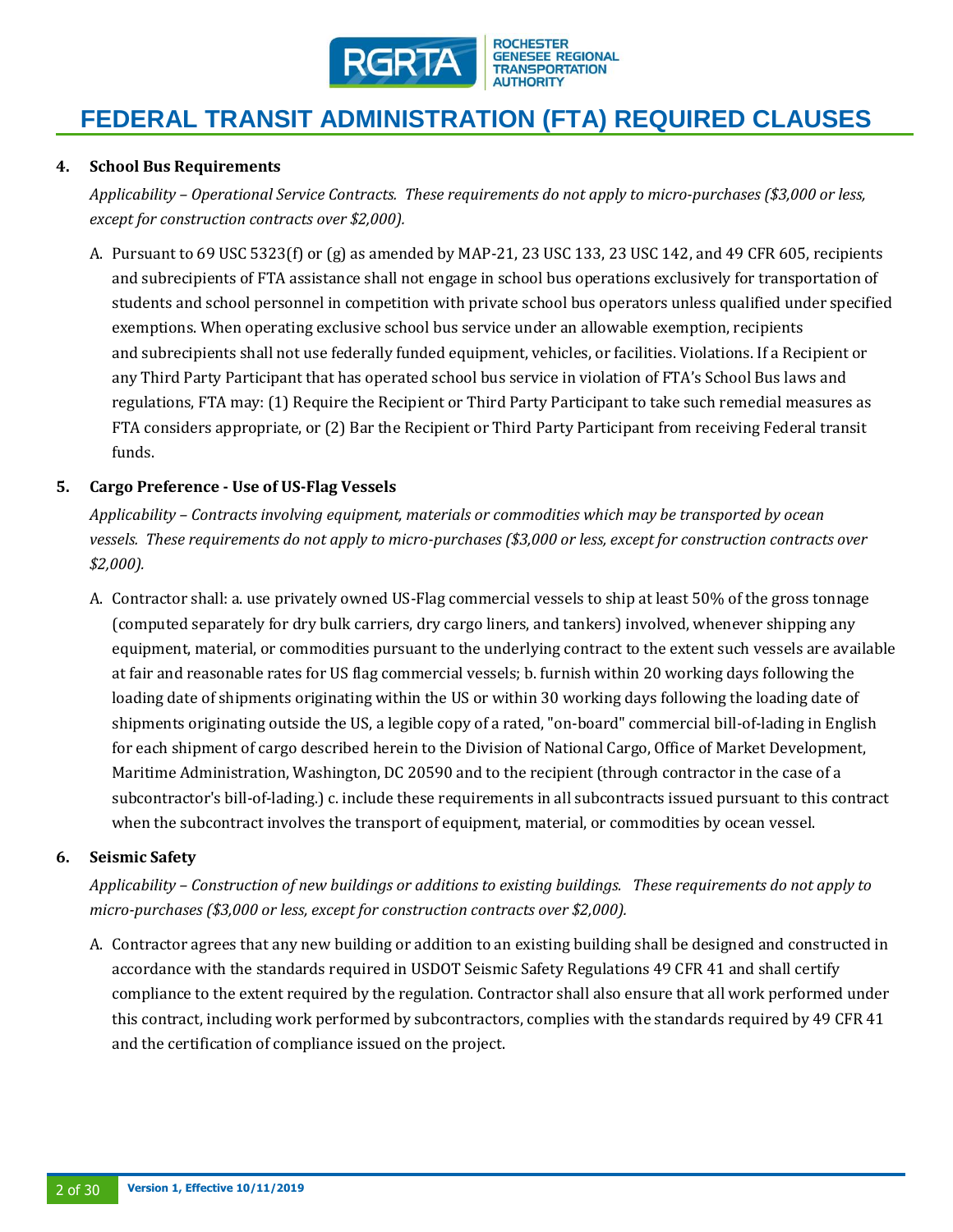**4. School Bus Requirements**

*Applicability – Operational Service Contracts. These requirements do not apply to micro-purchases ($3,000 or less, except for construction contracts over $2,000).*

A. Pursuant to 69 USC 5323(f) or (g) as amended by MAP-21, 23 USC 133, 23 USC 142, and 49 CFR 605, recipients and subrecipients of FTA assistance shall not engage in school bus operations exclusively for transportation of students and school personnel in competition with private school bus operators unless qualified under specified exemptions. When operating exclusive school bus service under an allowable exemption, recipients and subrecipients shall not use federally funded equipment, vehicles, or facilities. Violations. If a Recipient or any Third Party Participant that has operated school bus service in violation of FTA's School Bus laws and regulations, FTA may: (1) Require the Recipient or Third Party Participant to take such remedial measures as FTA considers appropriate, or (2) Bar the Recipient or Third Party Participant from receiving Federal transit funds.

**5. Cargo Preference - Use of US-Flag Vessels**

*Applicability – Contracts involving equipment, materials or commodities which may be transported by ocean vessels. These requirements do not apply to micro-purchases ($3,000 or less, except for construction contracts over $2,000).*

A. Contractor shall: a. use privately owned US-Flag commercial vessels to ship at least 50% of the gross tonnage (computed separately for dry bulk carriers, dry cargo liners, and tankers) involved, whenever shipping any equipment, material, or commodities pursuant to the underlying contract to the extent such vessels are available at fair and reasonable rates for US flag commercial vessels; b. furnish within 20 working days following the loading date of shipments originating within the US or within 30 working days following the loading date of shipments originating outside the US, a legible copy of a rated, "on-board" commercial bill-of-lading in English for each shipment of cargo described herein to the Division of National Cargo, Office of Market Development, Maritime Administration, Washington, DC 20590 and to the recipient (through contractor in the case of a subcontractor's bill-of-lading.) c. include these requirements in all subcontracts issued pursuant to this contract when the subcontract involves the transport of equipment, material, or commodities by ocean vessel.

**6. Seismic Safety**

*Applicability – Construction of new buildings or additions to existing buildings. These requirements do not apply to micro-purchases ($3,000 or less, except for construction contracts over $2,000).*

A. Contractor agrees that any new building or addition to an existing building shall be designed and constructed in accordance with the standards required in USDOT Seismic Safety Regulations 49 CFR 41 and shall certify compliance to the extent required by the regulation. Contractor shall also ensure that all work performed under this contract, including work performed by subcontractors, complies with the standards required by 49 CFR 41 and the certification of compliance issued on the project.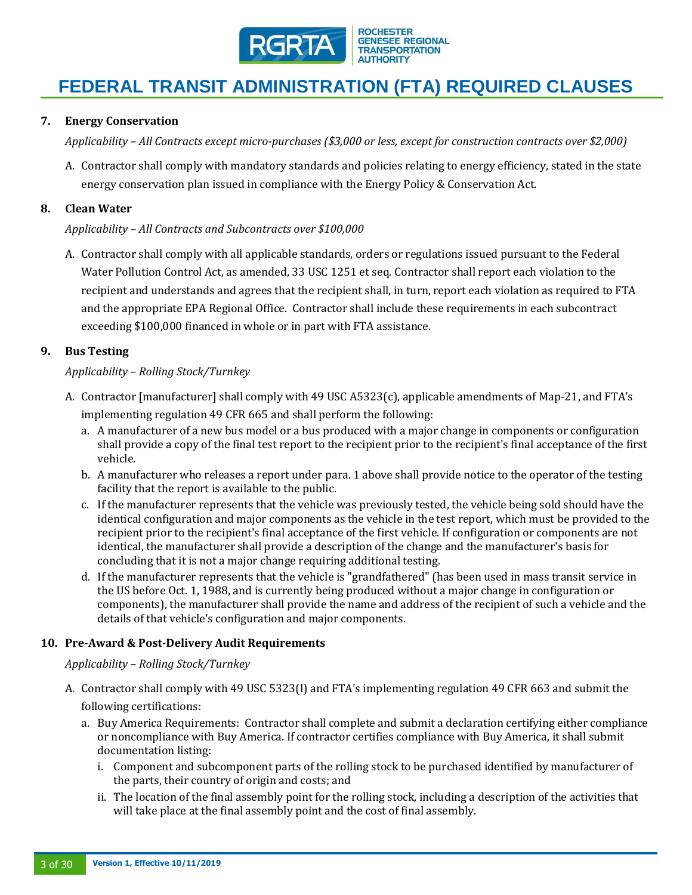# FEDERAL TRANSIT ADMINISTRATION (FTA) REQUIRED CLAUSES

**7. Energy Conservation**

*Applicability – All Contracts except micro-purchases ($3,000 or less, except for construction contracts over $2,000)*

A. Contractor shall comply with mandatory standards and policies relating to energy efficiency, stated in the state energy conservation plan issued in compliance with the Energy Policy & Conservation Act.

**8. Clean Water**

*Applicability – All Contracts and Subcontracts over $100,000*

A. Contractor shall comply with all applicable standards, orders or regulations issued pursuant to the Federal Water Pollution Control Act, as amended, 33 USC 1251 et seq. Contractor shall report each violation to the recipient and understands and agrees that the recipient shall, in turn, report each violation as required to FTA and the appropriate EPA Regional Office. Contractor shall include these requirements in each subcontract exceeding $100,000 financed in whole or in part with FTA assistance.

**9. Bus Testing**

*Applicability – Rolling Stock/Turnkey*

A. Contractor [manufacturer] shall comply with 49 USC A5323(c), applicable amendments of Map-21, and FTA's implementing regulation 49 CFR 665 and shall perform the following:
   a. A manufacturer of a new bus model or a bus produced with a major change in components or configuration shall provide a copy of the final test report to the recipient prior to the recipient's final acceptance of the first vehicle.
   b. A manufacturer who releases a report under para. 1 above shall provide notice to the operator of the testing facility that the report is available to the public.
   c. If the manufacturer represents that the vehicle was previously tested, the vehicle being sold should have the identical configuration and major components as the vehicle in the test report, which must be provided to the recipient prior to the recipient's final acceptance of the first vehicle. If configuration or components are not identical, the manufacturer shall provide a description of the change and the manufacturer's basis for concluding that it is not a major change requiring additional testing.
   d. If the manufacturer represents that the vehicle is "grandfathered" (has been used in mass transit service in the US before Oct. 1, 1988, and is currently being produced without a major change in configuration or components), the manufacturer shall provide the name and address of the recipient of such a vehicle and the details of that vehicle's configuration and major components.

**10. Pre-Award & Post-Delivery Audit Requirements**

*Applicability – Rolling Stock/Turnkey*

A. Contractor shall comply with 49 USC 5323(l) and FTA's implementing regulation 49 CFR 663 and submit the following certifications:
   a. Buy America Requirements: Contractor shall complete and submit a declaration certifying either compliance or noncompliance with Buy America. If contractor certifies compliance with Buy America, it shall submit documentation listing:
      i. Component and subcomponent parts of the rolling stock to be purchased identified by manufacturer of the parts, their country of origin and costs; and
      ii. The location of the final assembly point for the rolling stock, including a description of the activities that will take place at the final assembly point and the cost of final assembly.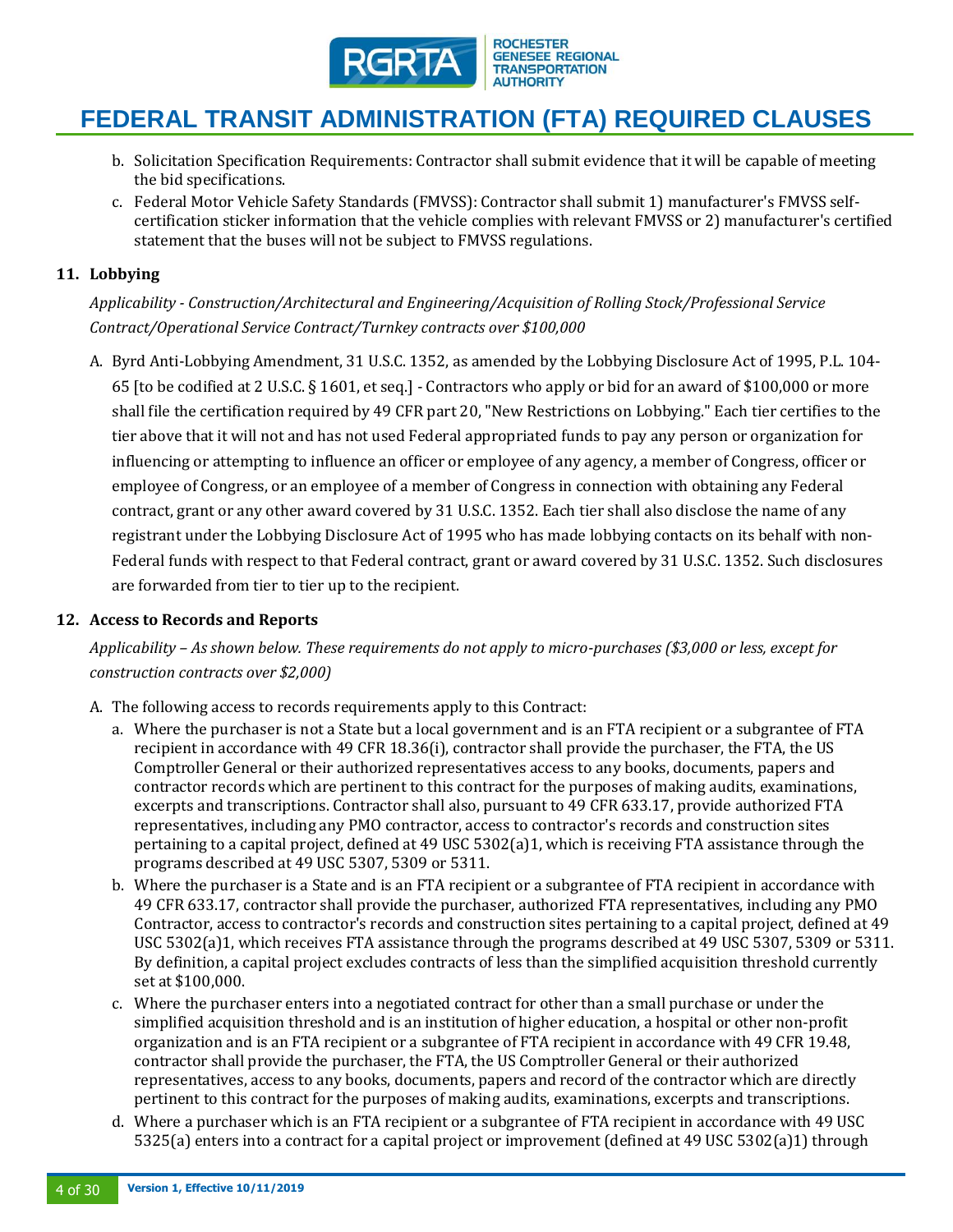b. Solicitation Specification Requirements: Contractor shall submit evidence that it will be capable of meeting the bid specifications.
c. Federal Motor Vehicle Safety Standards (FMVSS): Contractor shall submit 1) manufacturer's FMVSS self-certification sticker information that the vehicle complies with relevant FMVSS or 2) manufacturer's certified statement that the buses will not be subject to FMVSS regulations.

## 11. Lobbying

*Applicability - Construction/Architectural and Engineering/Acquisition of Rolling Stock/Professional Service Contract/Operational Service Contract/Turnkey contracts over $100,000*

A. Byrd Anti-Lobbying Amendment, 31 U.S.C. 1352, as amended by the Lobbying Disclosure Act of 1995, P.L. 104-65 [to be codified at 2 U.S.C. § 1601, et seq.] - Contractors who apply or bid for an award of $100,000 or more shall file the certification required by 49 CFR part 20, "New Restrictions on Lobbying." Each tier certifies to the tier above that it will not and has not used Federal appropriated funds to pay any person or organization for influencing or attempting to influence an officer or employee of any agency, a member of Congress, officer or employee of Congress, or an employee of a member of Congress in connection with obtaining any Federal contract, grant or any other award covered by 31 U.S.C. 1352. Each tier shall also disclose the name of any registrant under the Lobbying Disclosure Act of 1995 who has made lobbying contacts on its behalf with non-Federal funds with respect to that Federal contract, grant or award covered by 31 U.S.C. 1352. Such disclosures are forwarded from tier to tier up to the recipient.

## 12. Access to Records and Reports

*Applicability – As shown below. These requirements do not apply to micro-purchases ($3,000 or less, except for construction contracts over $2,000)*

A. The following access to records requirements apply to this Contract:
   a. Where the purchaser is not a State but a local government and is an FTA recipient or a subgrantee of FTA recipient in accordance with 49 CFR 18.36(i), contractor shall provide the purchaser, the FTA, the US Comptroller General or their authorized representatives access to any books, documents, papers and contractor records which are pertinent to this contract for the purposes of making audits, examinations, excerpts and transcriptions. Contractor shall also, pursuant to 49 CFR 633.17, provide authorized FTA representatives, including any PMO contractor, access to contractor's records and construction sites pertaining to a capital project, defined at 49 USC 5302(a)1, which is receiving FTA assistance through the programs described at 49 USC 5307, 5309 or 5311.
   b. Where the purchaser is a State and is an FTA recipient or a subgrantee of FTA recipient in accordance with 49 CFR 633.17, contractor shall provide the purchaser, authorized FTA representatives, including any PMO Contractor, access to contractor's records and construction sites pertaining to a capital project, defined at 49 USC 5302(a)1, which receives FTA assistance through the programs described at 49 USC 5307, 5309 or 5311. By definition, a capital project excludes contracts of less than the simplified acquisition threshold currently set at $100,000.
   c. Where the purchaser enters into a negotiated contract for other than a small purchase or under the simplified acquisition threshold and is an institution of higher education, a hospital or other non-profit organization and is an FTA recipient or a subgrantee of FTA recipient in accordance with 49 CFR 19.48, contractor shall provide the purchaser, the FTA, the US Comptroller General or their authorized representatives, access to any books, documents, papers and record of the contractor which are directly pertinent to this contract for the purposes of making audits, examinations, excerpts and transcriptions.
   d. Where a purchaser which is an FTA recipient or a subgrantee of FTA recipient in accordance with 49 USC 5325(a) enters into a contract for a capital project or improvement (defined at 49 USC 5302(a)1) through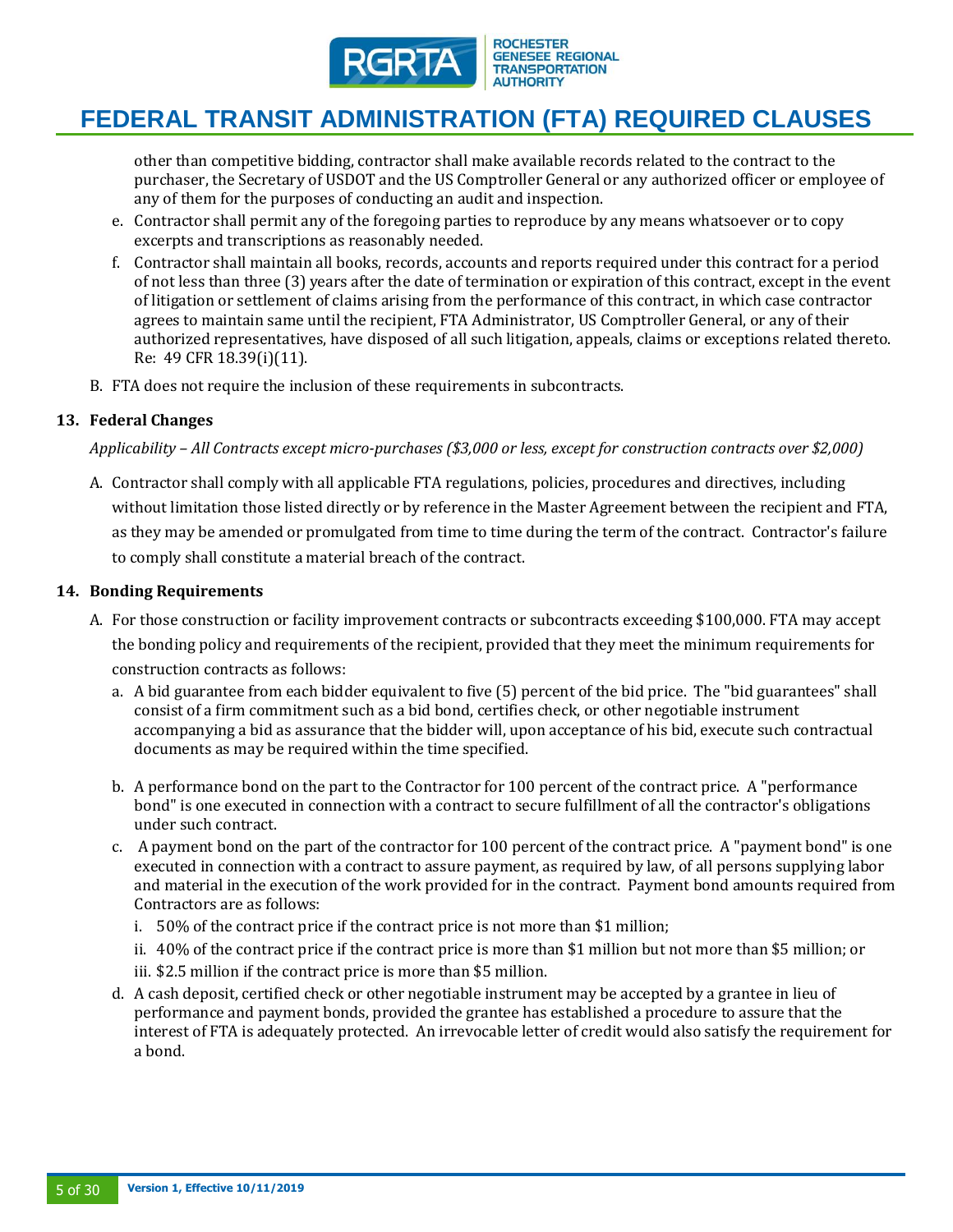other than competitive bidding, contractor shall make available records related to the contract to the purchaser, the Secretary of USDOT and the US Comptroller General or any authorized officer or employee of any of them for the purposes of conducting an audit and inspection.

e. Contractor shall permit any of the foregoing parties to reproduce by any means whatsoever or to copy excerpts and transcriptions as reasonably needed.

f. Contractor shall maintain all books, records, accounts and reports required under this contract for a period of not less than three (3) years after the date of termination or expiration of this contract, except in the event of litigation or settlement of claims arising from the performance of this contract, in which case contractor agrees to maintain same until the recipient, FTA Administrator, US Comptroller General, or any of their authorized representatives, have disposed of all such litigation, appeals, claims or exceptions related thereto. Re: 49 CFR 18.39(i)(11).

B. FTA does not require the inclusion of these requirements in subcontracts.

### 13. Federal Changes

*Applicability – All Contracts except micro-purchases ($3,000 or less, except for construction contracts over $2,000)*

A. Contractor shall comply with all applicable FTA regulations, policies, procedures and directives, including without limitation those listed directly or by reference in the Master Agreement between the recipient and FTA, as they may be amended or promulgated from time to time during the term of the contract. Contractor's failure to comply shall constitute a material breach of the contract.

### 14. Bonding Requirements

A. For those construction or facility improvement contracts or subcontracts exceeding $100,000. FTA may accept the bonding policy and requirements of the recipient, provided that they meet the minimum requirements for construction contracts as follows:

a. A bid guarantee from each bidder equivalent to five (5) percent of the bid price. The "bid guarantees" shall consist of a firm commitment such as a bid bond, certifies check, or other negotiable instrument accompanying a bid as assurance that the bidder will, upon acceptance of his bid, execute such contractual documents as may be required within the time specified.

b. A performance bond on the part to the Contractor for 100 percent of the contract price. A "performance bond" is one executed in connection with a contract to secure fulfillment of all the contractor's obligations under such contract.

c. A payment bond on the part of the contractor for 100 percent of the contract price. A "payment bond" is one executed in connection with a contract to assure payment, as required by law, of all persons supplying labor and material in the execution of the work provided for in the contract. Payment bond amounts required from Contractors are as follows:

i. 50% of the contract price if the contract price is not more than $1 million;

ii. 40% of the contract price if the contract price is more than $1 million but not more than $5 million; or

iii. $2.5 million if the contract price is more than $5 million.

d. A cash deposit, certified check or other negotiable instrument may be accepted by a grantee in lieu of performance and payment bonds, provided the grantee has established a procedure to assure that the interest of FTA is adequately protected. An irrevocable letter of credit would also satisfy the requirement for a bond.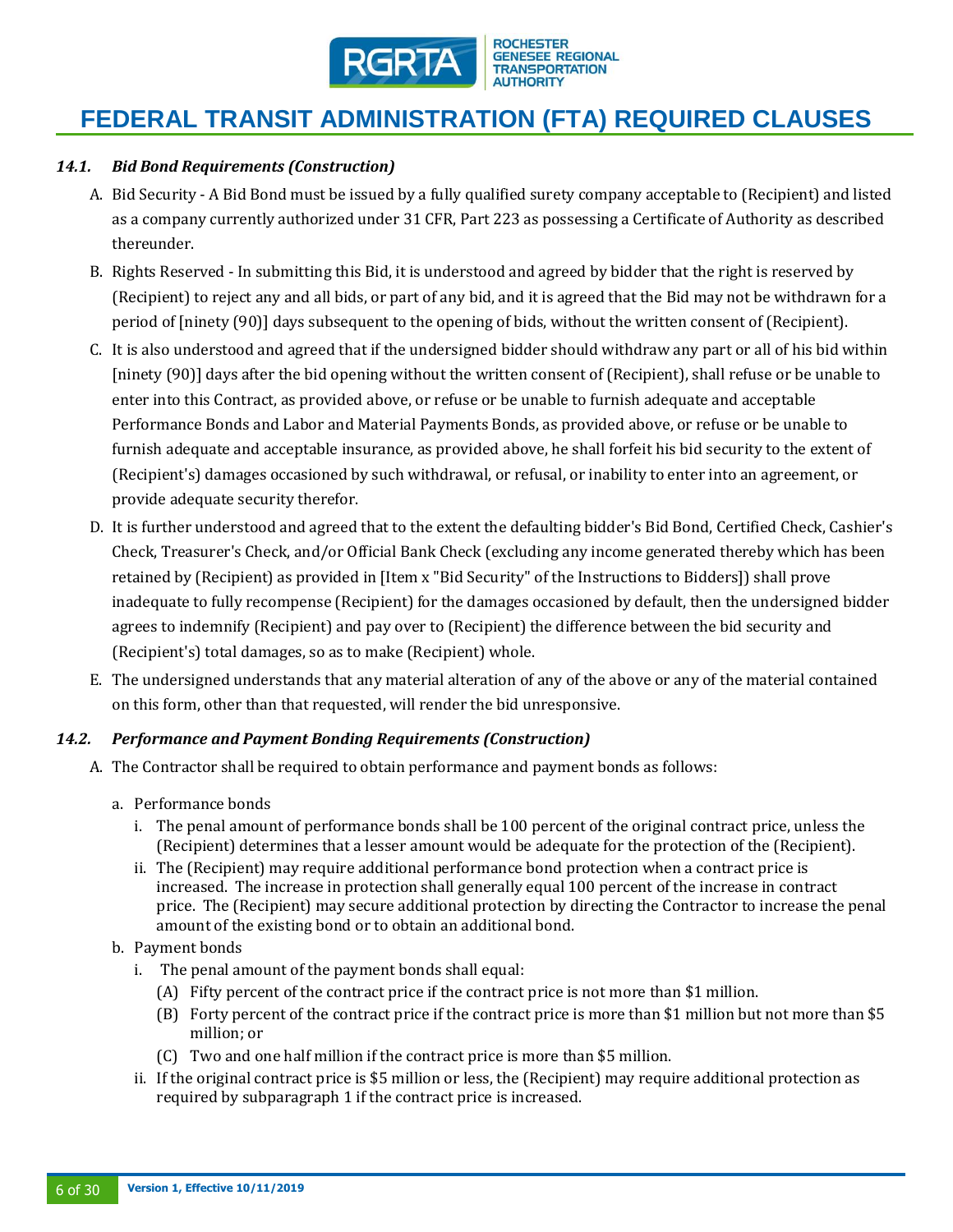# FEDERAL TRANSIT ADMINISTRATION (FTA) REQUIRED CLAUSES

### *14.1. Bid Bond Requirements (Construction)*

A. Bid Security - A Bid Bond must be issued by a fully qualified surety company acceptable to (Recipient) and listed as a company currently authorized under 31 CFR, Part 223 as possessing a Certificate of Authority as described thereunder.

B. Rights Reserved - In submitting this Bid, it is understood and agreed by bidder that the right is reserved by (Recipient) to reject any and all bids, or part of any bid, and it is agreed that the Bid may not be withdrawn for a period of [ninety (90)] days subsequent to the opening of bids, without the written consent of (Recipient).

C. It is also understood and agreed that if the undersigned bidder should withdraw any part or all of his bid within [ninety (90)] days after the bid opening without the written consent of (Recipient), shall refuse or be unable to enter into this Contract, as provided above, or refuse or be unable to furnish adequate and acceptable Performance Bonds and Labor and Material Payments Bonds, as provided above, or refuse or be unable to furnish adequate and acceptable insurance, as provided above, he shall forfeit his bid security to the extent of (Recipient's) damages occasioned by such withdrawal, or refusal, or inability to enter into an agreement, or provide adequate security therefor.

D. It is further understood and agreed that to the extent the defaulting bidder's Bid Bond, Certified Check, Cashier's Check, Treasurer's Check, and/or Official Bank Check (excluding any income generated thereby which has been retained by (Recipient) as provided in [Item x "Bid Security" of the Instructions to Bidders]) shall prove inadequate to fully recompense (Recipient) for the damages occasioned by default, then the undersigned bidder agrees to indemnify (Recipient) and pay over to (Recipient) the difference between the bid security and (Recipient's) total damages, so as to make (Recipient) whole.

E. The undersigned understands that any material alteration of any of the above or any of the material contained on this form, other than that requested, will render the bid unresponsive.

### *14.2. Performance and Payment Bonding Requirements (Construction)*

A. The Contractor shall be required to obtain performance and payment bonds as follows:

a. Performance bonds

   i. The penal amount of performance bonds shall be 100 percent of the original contract price, unless the (Recipient) determines that a lesser amount would be adequate for the protection of the (Recipient).

   ii. The (Recipient) may require additional performance bond protection when a contract price is increased. The increase in protection shall generally equal 100 percent of the increase in contract price. The (Recipient) may secure additional protection by directing the Contractor to increase the penal amount of the existing bond or to obtain an additional bond.

b. Payment bonds

   i. The penal amount of the payment bonds shall equal:

      (A) Fifty percent of the contract price if the contract price is not more than $1 million.

      (B) Forty percent of the contract price if the contract price is more than $1 million but not more than $5 million; or

      (C) Two and one half million if the contract price is more than $5 million.

   ii. If the original contract price is $5 million or less, the (Recipient) may require additional protection as required by subparagraph 1 if the contract price is increased.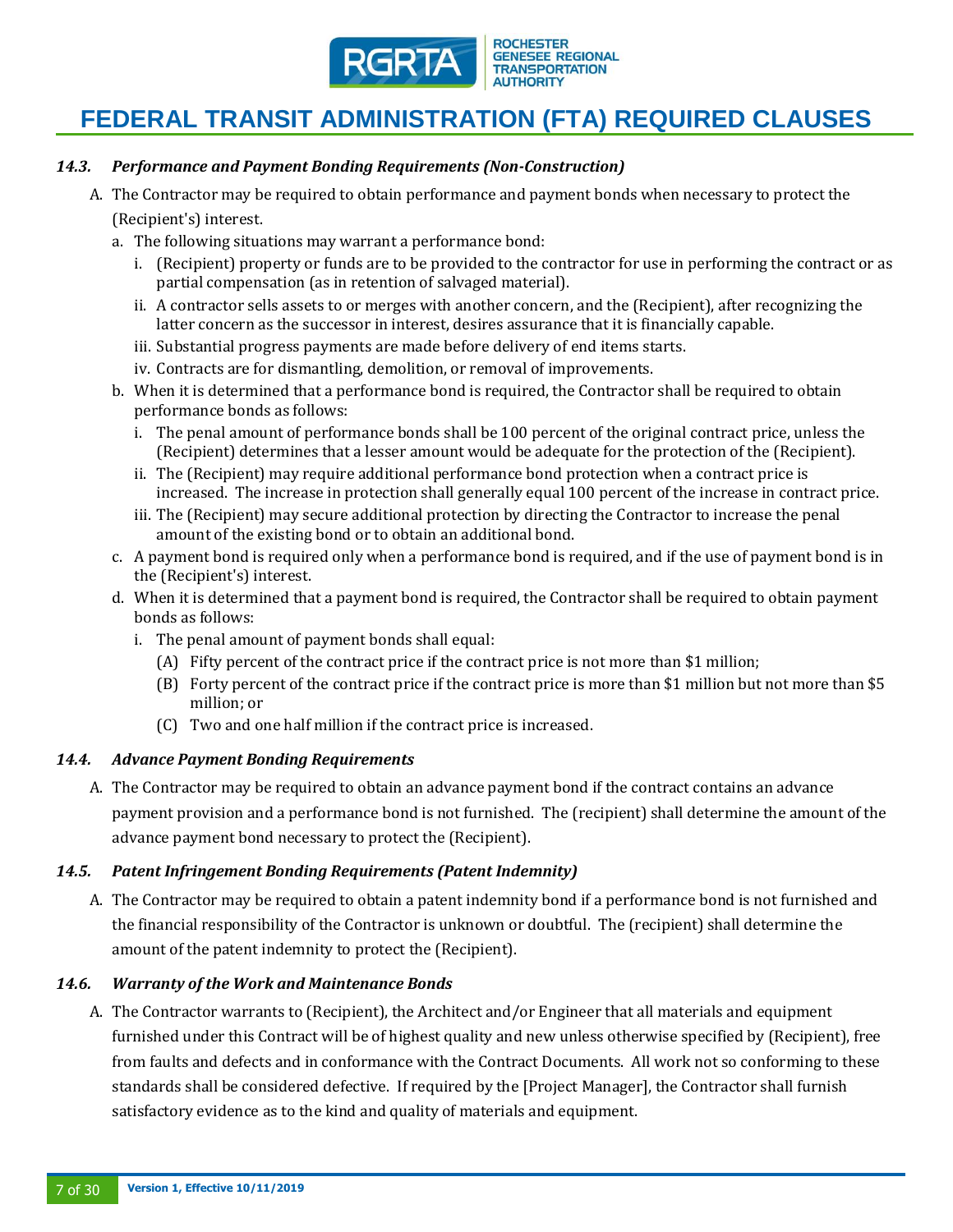### *14.3. Performance and Payment Bonding Requirements (Non-Construction)*

A. The Contractor may be required to obtain performance and payment bonds when necessary to protect the (Recipient's) interest.

a. The following situations may warrant a performance bond:

i. (Recipient) property or funds are to be provided to the contractor for use in performing the contract or as partial compensation (as in retention of salvaged material).

ii. A contractor sells assets to or merges with another concern, and the (Recipient), after recognizing the latter concern as the successor in interest, desires assurance that it is financially capable.

iii. Substantial progress payments are made before delivery of end items starts.

iv. Contracts are for dismantling, demolition, or removal of improvements.

b. When it is determined that a performance bond is required, the Contractor shall be required to obtain performance bonds as follows:

i. The penal amount of performance bonds shall be 100 percent of the original contract price, unless the (Recipient) determines that a lesser amount would be adequate for the protection of the (Recipient).

ii. The (Recipient) may require additional performance bond protection when a contract price is increased. The increase in protection shall generally equal 100 percent of the increase in contract price.

iii. The (Recipient) may secure additional protection by directing the Contractor to increase the penal amount of the existing bond or to obtain an additional bond.

c. A payment bond is required only when a performance bond is required, and if the use of payment bond is in the (Recipient's) interest.

d. When it is determined that a payment bond is required, the Contractor shall be required to obtain payment bonds as follows:

i. The penal amount of payment bonds shall equal:

(A) Fifty percent of the contract price if the contract price is not more than $1 million;

(B) Forty percent of the contract price if the contract price is more than $1 million but not more than $5 million; or

(C) Two and one half million if the contract price is increased.

### *14.4. Advance Payment Bonding Requirements*

A. The Contractor may be required to obtain an advance payment bond if the contract contains an advance payment provision and a performance bond is not furnished. The (recipient) shall determine the amount of the advance payment bond necessary to protect the (Recipient).

### *14.5. Patent Infringement Bonding Requirements (Patent Indemnity)*

A. The Contractor may be required to obtain a patent indemnity bond if a performance bond is not furnished and the financial responsibility of the Contractor is unknown or doubtful. The (recipient) shall determine the amount of the patent indemnity to protect the (Recipient).

### *14.6. Warranty of the Work and Maintenance Bonds*

A. The Contractor warrants to (Recipient), the Architect and/or Engineer that all materials and equipment furnished under this Contract will be of highest quality and new unless otherwise specified by (Recipient), free from faults and defects and in conformance with the Contract Documents. All work not so conforming to these standards shall be considered defective. If required by the [Project Manager], the Contractor shall furnish satisfactory evidence as to the kind and quality of materials and equipment.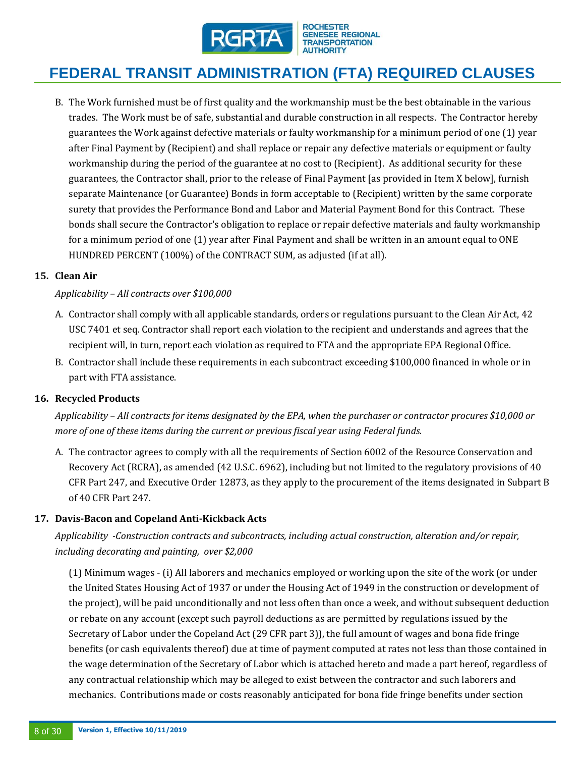B. The Work furnished must be of first quality and the workmanship must be the best obtainable in the various trades. The Work must be of safe, substantial and durable construction in all respects. The Contractor hereby guarantees the Work against defective materials or faulty workmanship for a minimum period of one (1) year after Final Payment by (Recipient) and shall replace or repair any defective materials or equipment or faulty workmanship during the period of the guarantee at no cost to (Recipient). As additional security for these guarantees, the Contractor shall, prior to the release of Final Payment [as provided in Item X below], furnish separate Maintenance (or Guarantee) Bonds in form acceptable to (Recipient) written by the same corporate surety that provides the Performance Bond and Labor and Material Payment Bond for this Contract. These bonds shall secure the Contractor's obligation to replace or repair defective materials and faulty workmanship for a minimum period of one (1) year after Final Payment and shall be written in an amount equal to ONE HUNDRED PERCENT (100%) of the CONTRACT SUM, as adjusted (if at all).

### 15. Clean Air

*Applicability – All contracts over $100,000*

A. Contractor shall comply with all applicable standards, orders or regulations pursuant to the Clean Air Act, 42 USC 7401 et seq. Contractor shall report each violation to the recipient and understands and agrees that the recipient will, in turn, report each violation as required to FTA and the appropriate EPA Regional Office.

B. Contractor shall include these requirements in each subcontract exceeding $100,000 financed in whole or in part with FTA assistance.

### 16. Recycled Products

*Applicability – All contracts for items designated by the EPA, when the purchaser or contractor procures $10,000 or more of one of these items during the current or previous fiscal year using Federal funds.*

A. The contractor agrees to comply with all the requirements of Section 6002 of the Resource Conservation and Recovery Act (RCRA), as amended (42 U.S.C. 6962), including but not limited to the regulatory provisions of 40 CFR Part 247, and Executive Order 12873, as they apply to the procurement of the items designated in Subpart B of 40 CFR Part 247.

### 17. Davis-Bacon and Copeland Anti-Kickback Acts

*Applicability -Construction contracts and subcontracts, including actual construction, alteration and/or repair, including decorating and painting, over $2,000*

(1) Minimum wages - (i) All laborers and mechanics employed or working upon the site of the work (or under the United States Housing Act of 1937 or under the Housing Act of 1949 in the construction or development of the project), will be paid unconditionally and not less often than once a week, and without subsequent deduction or rebate on any account (except such payroll deductions as are permitted by regulations issued by the Secretary of Labor under the Copeland Act (29 CFR part 3)), the full amount of wages and bona fide fringe benefits (or cash equivalents thereof) due at time of payment computed at rates not less than those contained in the wage determination of the Secretary of Labor which is attached hereto and made a part hereof, regardless of any contractual relationship which may be alleged to exist between the contractor and such laborers and mechanics. Contributions made or costs reasonably anticipated for bona fide fringe benefits under section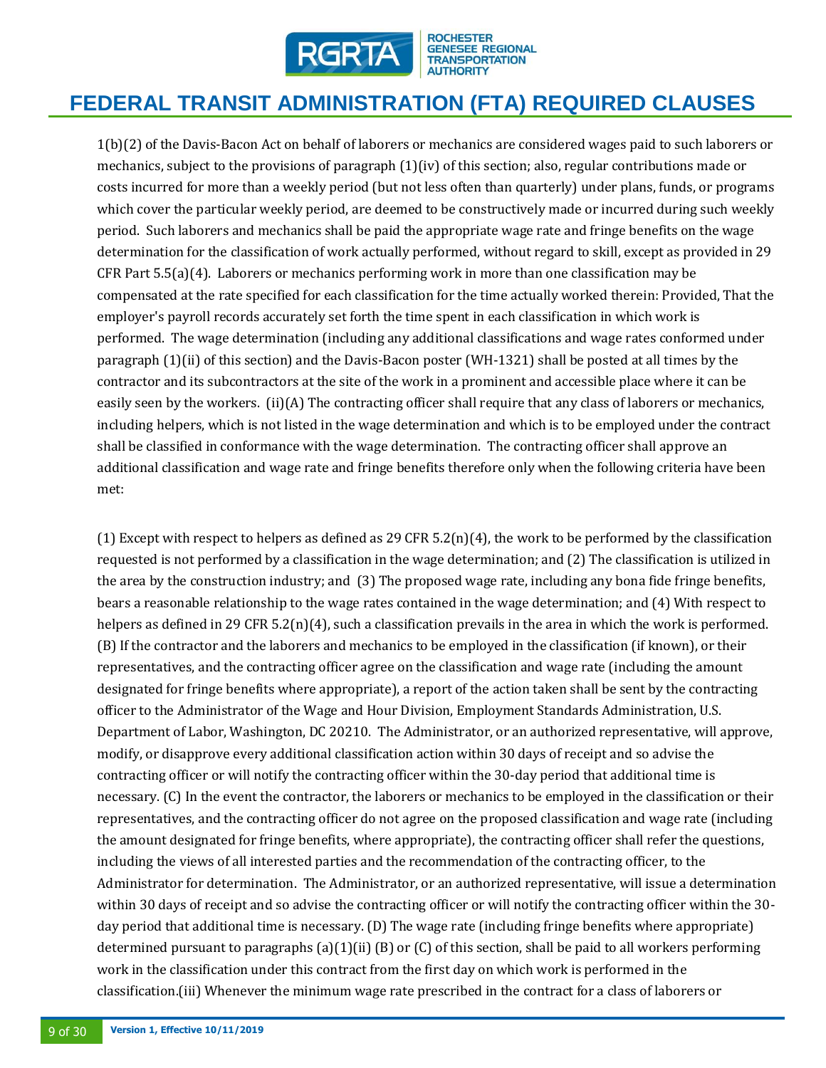1(b)(2) of the Davis-Bacon Act on behalf of laborers or mechanics are considered wages paid to such laborers or mechanics, subject to the provisions of paragraph (1)(iv) of this section; also, regular contributions made or costs incurred for more than a weekly period (but not less often than quarterly) under plans, funds, or programs which cover the particular weekly period, are deemed to be constructively made or incurred during such weekly period. Such laborers and mechanics shall be paid the appropriate wage rate and fringe benefits on the wage determination for the classification of work actually performed, without regard to skill, except as provided in 29 CFR Part 5.5(a)(4). Laborers or mechanics performing work in more than one classification may be compensated at the rate specified for each classification for the time actually worked therein: Provided, That the employer's payroll records accurately set forth the time spent in each classification in which work is performed. The wage determination (including any additional classifications and wage rates conformed under paragraph (1)(ii) of this section) and the Davis-Bacon poster (WH-1321) shall be posted at all times by the contractor and its subcontractors at the site of the work in a prominent and accessible place where it can be easily seen by the workers. (ii)(A) The contracting officer shall require that any class of laborers or mechanics, including helpers, which is not listed in the wage determination and which is to be employed under the contract shall be classified in conformance with the wage determination. The contracting officer shall approve an additional classification and wage rate and fringe benefits therefore only when the following criteria have been met:

(1) Except with respect to helpers as defined as 29 CFR 5.2(n)(4), the work to be performed by the classification requested is not performed by a classification in the wage determination; and (2) The classification is utilized in the area by the construction industry; and (3) The proposed wage rate, including any bona fide fringe benefits, bears a reasonable relationship to the wage rates contained in the wage determination; and (4) With respect to helpers as defined in 29 CFR 5.2(n)(4), such a classification prevails in the area in which the work is performed. (B) If the contractor and the laborers and mechanics to be employed in the classification (if known), or their representatives, and the contracting officer agree on the classification and wage rate (including the amount designated for fringe benefits where appropriate), a report of the action taken shall be sent by the contracting officer to the Administrator of the Wage and Hour Division, Employment Standards Administration, U.S. Department of Labor, Washington, DC 20210. The Administrator, or an authorized representative, will approve, modify, or disapprove every additional classification action within 30 days of receipt and so advise the contracting officer or will notify the contracting officer within the 30-day period that additional time is necessary. (C) In the event the contractor, the laborers or mechanics to be employed in the classification or their representatives, and the contracting officer do not agree on the proposed classification and wage rate (including the amount designated for fringe benefits, where appropriate), the contracting officer shall refer the questions, including the views of all interested parties and the recommendation of the contracting officer, to the Administrator for determination. The Administrator, or an authorized representative, will issue a determination within 30 days of receipt and so advise the contracting officer or will notify the contracting officer within the 30-day period that additional time is necessary. (D) The wage rate (including fringe benefits where appropriate) determined pursuant to paragraphs (a)(1)(ii) (B) or (C) of this section, shall be paid to all workers performing work in the classification under this contract from the first day on which work is performed in the classification.(iii) Whenever the minimum wage rate prescribed in the contract for a class of laborers or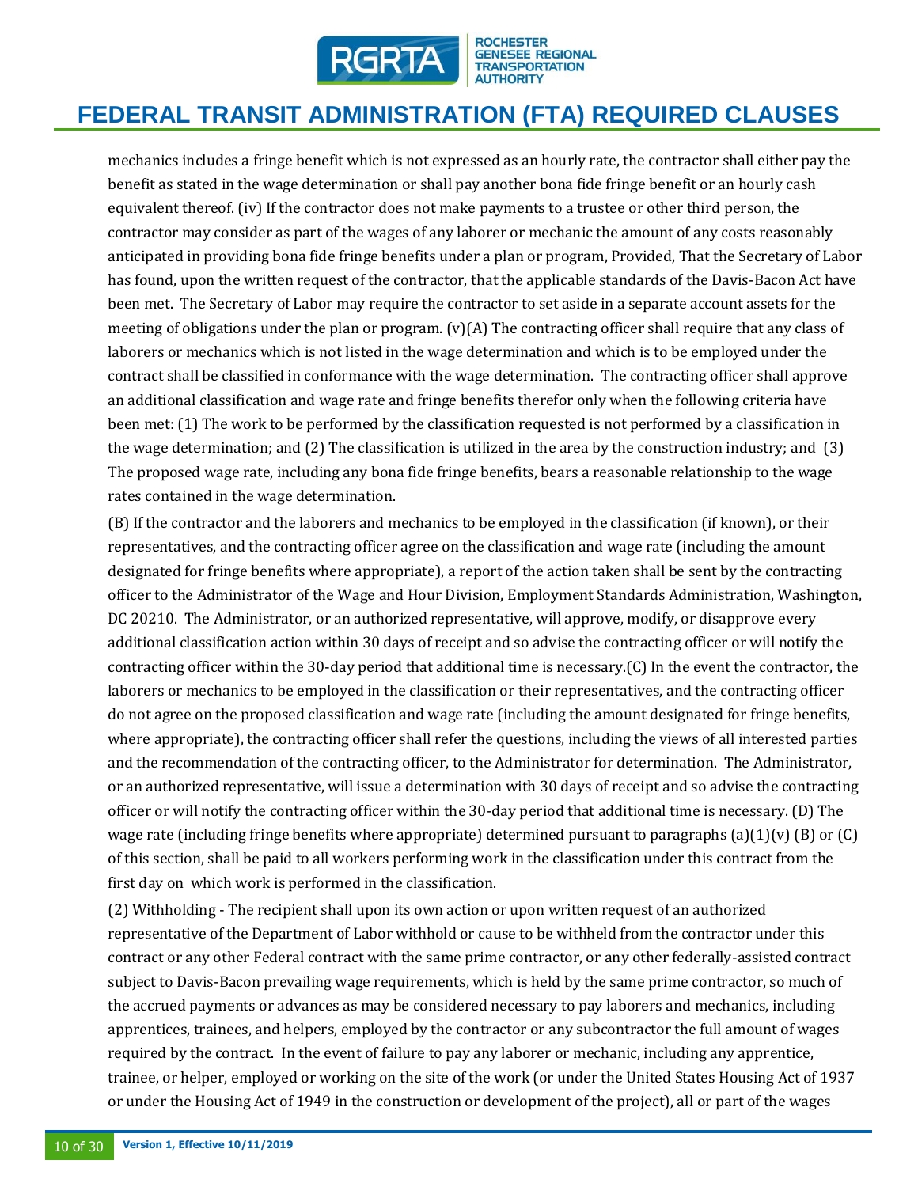mechanics includes a fringe benefit which is not expressed as an hourly rate, the contractor shall either pay the benefit as stated in the wage determination or shall pay another bona fide fringe benefit or an hourly cash equivalent thereof. (iv) If the contractor does not make payments to a trustee or other third person, the contractor may consider as part of the wages of any laborer or mechanic the amount of any costs reasonably anticipated in providing bona fide fringe benefits under a plan or program, Provided, That the Secretary of Labor has found, upon the written request of the contractor, that the applicable standards of the Davis-Bacon Act have been met. The Secretary of Labor may require the contractor to set aside in a separate account assets for the meeting of obligations under the plan or program. (v)(A) The contracting officer shall require that any class of laborers or mechanics which is not listed in the wage determination and which is to be employed under the contract shall be classified in conformance with the wage determination. The contracting officer shall approve an additional classification and wage rate and fringe benefits therefor only when the following criteria have been met: (1) The work to be performed by the classification requested is not performed by a classification in the wage determination; and (2) The classification is utilized in the area by the construction industry; and (3) The proposed wage rate, including any bona fide fringe benefits, bears a reasonable relationship to the wage rates contained in the wage determination.

(B) If the contractor and the laborers and mechanics to be employed in the classification (if known), or their representatives, and the contracting officer agree on the classification and wage rate (including the amount designated for fringe benefits where appropriate), a report of the action taken shall be sent by the contracting officer to the Administrator of the Wage and Hour Division, Employment Standards Administration, Washington, DC 20210. The Administrator, or an authorized representative, will approve, modify, or disapprove every additional classification action within 30 days of receipt and so advise the contracting officer or will notify the contracting officer within the 30-day period that additional time is necessary.(C) In the event the contractor, the laborers or mechanics to be employed in the classification or their representatives, and the contracting officer do not agree on the proposed classification and wage rate (including the amount designated for fringe benefits, where appropriate), the contracting officer shall refer the questions, including the views of all interested parties and the recommendation of the contracting officer, to the Administrator for determination. The Administrator, or an authorized representative, will issue a determination with 30 days of receipt and so advise the contracting officer or will notify the contracting officer within the 30-day period that additional time is necessary. (D) The wage rate (including fringe benefits where appropriate) determined pursuant to paragraphs (a)(1)(v) (B) or (C) of this section, shall be paid to all workers performing work in the classification under this contract from the first day on which work is performed in the classification.

(2) Withholding - The recipient shall upon its own action or upon written request of an authorized representative of the Department of Labor withhold or cause to be withheld from the contractor under this contract or any other Federal contract with the same prime contractor, or any other federally-assisted contract subject to Davis-Bacon prevailing wage requirements, which is held by the same prime contractor, so much of the accrued payments or advances as may be considered necessary to pay laborers and mechanics, including apprentices, trainees, and helpers, employed by the contractor or any subcontractor the full amount of wages required by the contract. In the event of failure to pay any laborer or mechanic, including any apprentice, trainee, or helper, employed or working on the site of the work (or under the United States Housing Act of 1937 or under the Housing Act of 1949 in the construction or development of the project), all or part of the wages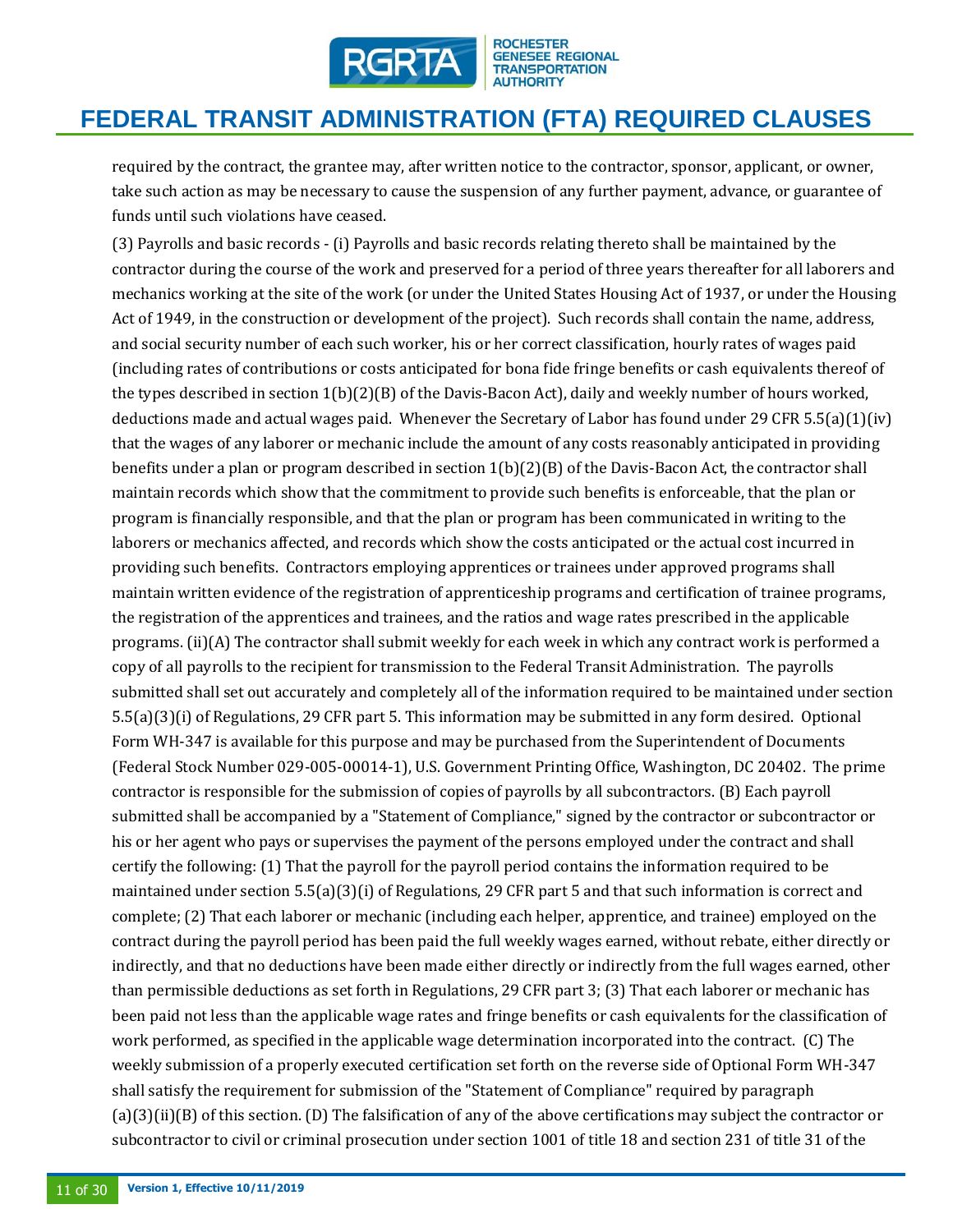required by the contract, the grantee may, after written notice to the contractor, sponsor, applicant, or owner, take such action as may be necessary to cause the suspension of any further payment, advance, or guarantee of funds until such violations have ceased.

(3) Payrolls and basic records - (i) Payrolls and basic records relating thereto shall be maintained by the contractor during the course of the work and preserved for a period of three years thereafter for all laborers and mechanics working at the site of the work (or under the United States Housing Act of 1937, or under the Housing Act of 1949, in the construction or development of the project). Such records shall contain the name, address, and social security number of each such worker, his or her correct classification, hourly rates of wages paid (including rates of contributions or costs anticipated for bona fide fringe benefits or cash equivalents thereof of the types described in section 1(b)(2)(B) of the Davis-Bacon Act), daily and weekly number of hours worked, deductions made and actual wages paid. Whenever the Secretary of Labor has found under 29 CFR 5.5(a)(1)(iv) that the wages of any laborer or mechanic include the amount of any costs reasonably anticipated in providing benefits under a plan or program described in section 1(b)(2)(B) of the Davis-Bacon Act, the contractor shall maintain records which show that the commitment to provide such benefits is enforceable, that the plan or program is financially responsible, and that the plan or program has been communicated in writing to the laborers or mechanics affected, and records which show the costs anticipated or the actual cost incurred in providing such benefits. Contractors employing apprentices or trainees under approved programs shall maintain written evidence of the registration of apprenticeship programs and certification of trainee programs, the registration of the apprentices and trainees, and the ratios and wage rates prescribed in the applicable programs. (ii)(A) The contractor shall submit weekly for each week in which any contract work is performed a copy of all payrolls to the recipient for transmission to the Federal Transit Administration. The payrolls submitted shall set out accurately and completely all of the information required to be maintained under section 5.5(a)(3)(i) of Regulations, 29 CFR part 5. This information may be submitted in any form desired. Optional Form WH-347 is available for this purpose and may be purchased from the Superintendent of Documents (Federal Stock Number 029-005-00014-1), U.S. Government Printing Office, Washington, DC 20402. The prime contractor is responsible for the submission of copies of payrolls by all subcontractors. (B) Each payroll submitted shall be accompanied by a "Statement of Compliance," signed by the contractor or subcontractor or his or her agent who pays or supervises the payment of the persons employed under the contract and shall certify the following: (1) That the payroll for the payroll period contains the information required to be maintained under section 5.5(a)(3)(i) of Regulations, 29 CFR part 5 and that such information is correct and complete; (2) That each laborer or mechanic (including each helper, apprentice, and trainee) employed on the contract during the payroll period has been paid the full weekly wages earned, without rebate, either directly or indirectly, and that no deductions have been made either directly or indirectly from the full wages earned, other than permissible deductions as set forth in Regulations, 29 CFR part 3; (3) That each laborer or mechanic has been paid not less than the applicable wage rates and fringe benefits or cash equivalents for the classification of work performed, as specified in the applicable wage determination incorporated into the contract. (C) The weekly submission of a properly executed certification set forth on the reverse side of Optional Form WH-347 shall satisfy the requirement for submission of the "Statement of Compliance" required by paragraph (a)(3)(ii)(B) of this section. (D) The falsification of any of the above certifications may subject the contractor or subcontractor to civil or criminal prosecution under section 1001 of title 18 and section 231 of title 31 of the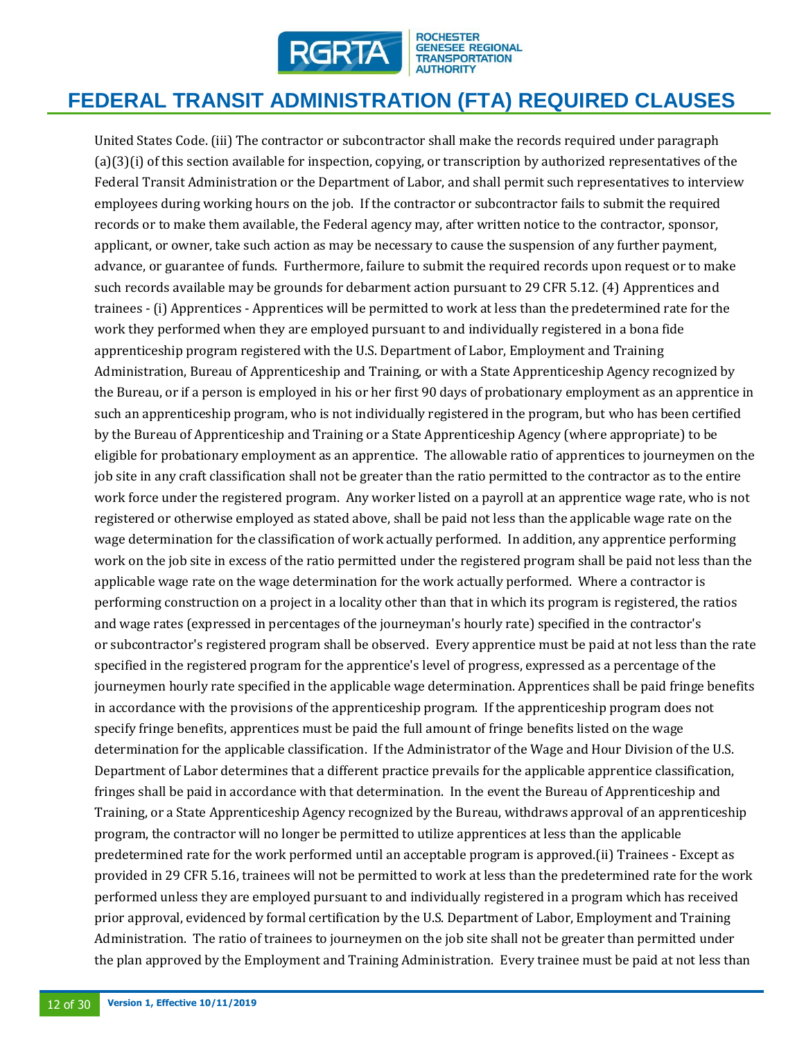United States Code. (iii) The contractor or subcontractor shall make the records required under paragraph (a)(3)(i) of this section available for inspection, copying, or transcription by authorized representatives of the Federal Transit Administration or the Department of Labor, and shall permit such representatives to interview employees during working hours on the job. If the contractor or subcontractor fails to submit the required records or to make them available, the Federal agency may, after written notice to the contractor, sponsor, applicant, or owner, take such action as may be necessary to cause the suspension of any further payment, advance, or guarantee of funds. Furthermore, failure to submit the required records upon request or to make such records available may be grounds for debarment action pursuant to 29 CFR 5.12. (4) Apprentices and trainees - (i) Apprentices - Apprentices will be permitted to work at less than the predetermined rate for the work they performed when they are employed pursuant to and individually registered in a bona fide apprenticeship program registered with the U.S. Department of Labor, Employment and Training Administration, Bureau of Apprenticeship and Training, or with a State Apprenticeship Agency recognized by the Bureau, or if a person is employed in his or her first 90 days of probationary employment as an apprentice in such an apprenticeship program, who is not individually registered in the program, but who has been certified by the Bureau of Apprenticeship and Training or a State Apprenticeship Agency (where appropriate) to be eligible for probationary employment as an apprentice. The allowable ratio of apprentices to journeymen on the job site in any craft classification shall not be greater than the ratio permitted to the contractor as to the entire work force under the registered program. Any worker listed on a payroll at an apprentice wage rate, who is not registered or otherwise employed as stated above, shall be paid not less than the applicable wage rate on the wage determination for the classification of work actually performed. In addition, any apprentice performing work on the job site in excess of the ratio permitted under the registered program shall be paid not less than the applicable wage rate on the wage determination for the work actually performed. Where a contractor is performing construction on a project in a locality other than that in which its program is registered, the ratios and wage rates (expressed in percentages of the journeyman's hourly rate) specified in the contractor's or subcontractor's registered program shall be observed. Every apprentice must be paid at not less than the rate specified in the registered program for the apprentice's level of progress, expressed as a percentage of the journeymen hourly rate specified in the applicable wage determination. Apprentices shall be paid fringe benefits in accordance with the provisions of the apprenticeship program. If the apprenticeship program does not specify fringe benefits, apprentices must be paid the full amount of fringe benefits listed on the wage determination for the applicable classification. If the Administrator of the Wage and Hour Division of the U.S. Department of Labor determines that a different practice prevails for the applicable apprentice classification, fringes shall be paid in accordance with that determination. In the event the Bureau of Apprenticeship and Training, or a State Apprenticeship Agency recognized by the Bureau, withdraws approval of an apprenticeship program, the contractor will no longer be permitted to utilize apprentices at less than the applicable predetermined rate for the work performed until an acceptable program is approved.(ii) Trainees - Except as provided in 29 CFR 5.16, trainees will not be permitted to work at less than the predetermined rate for the work performed unless they are employed pursuant to and individually registered in a program which has received prior approval, evidenced by formal certification by the U.S. Department of Labor, Employment and Training Administration. The ratio of trainees to journeymen on the job site shall not be greater than permitted under the plan approved by the Employment and Training Administration. Every trainee must be paid at not less than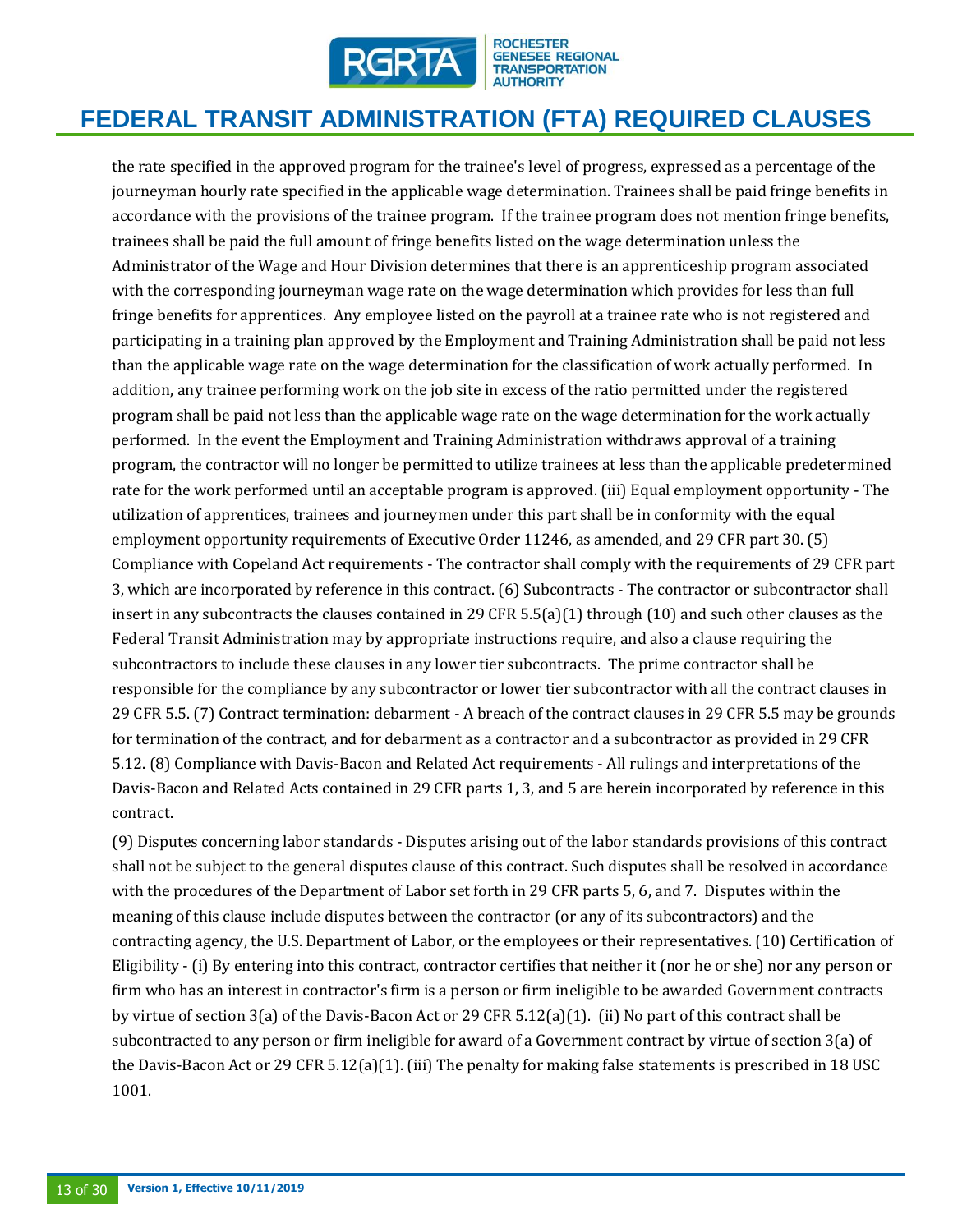the rate specified in the approved program for the trainee's level of progress, expressed as a percentage of the journeyman hourly rate specified in the applicable wage determination. Trainees shall be paid fringe benefits in accordance with the provisions of the trainee program. If the trainee program does not mention fringe benefits, trainees shall be paid the full amount of fringe benefits listed on the wage determination unless the Administrator of the Wage and Hour Division determines that there is an apprenticeship program associated with the corresponding journeyman wage rate on the wage determination which provides for less than full fringe benefits for apprentices. Any employee listed on the payroll at a trainee rate who is not registered and participating in a training plan approved by the Employment and Training Administration shall be paid not less than the applicable wage rate on the wage determination for the classification of work actually performed. In addition, any trainee performing work on the job site in excess of the ratio permitted under the registered program shall be paid not less than the applicable wage rate on the wage determination for the work actually performed. In the event the Employment and Training Administration withdraws approval of a training program, the contractor will no longer be permitted to utilize trainees at less than the applicable predetermined rate for the work performed until an acceptable program is approved. (iii) Equal employment opportunity - The utilization of apprentices, trainees and journeymen under this part shall be in conformity with the equal employment opportunity requirements of Executive Order 11246, as amended, and 29 CFR part 30. (5) Compliance with Copeland Act requirements - The contractor shall comply with the requirements of 29 CFR part 3, which are incorporated by reference in this contract. (6) Subcontracts - The contractor or subcontractor shall insert in any subcontracts the clauses contained in 29 CFR 5.5(a)(1) through (10) and such other clauses as the Federal Transit Administration may by appropriate instructions require, and also a clause requiring the subcontractors to include these clauses in any lower tier subcontracts. The prime contractor shall be responsible for the compliance by any subcontractor or lower tier subcontractor with all the contract clauses in 29 CFR 5.5. (7) Contract termination: debarment - A breach of the contract clauses in 29 CFR 5.5 may be grounds for termination of the contract, and for debarment as a contractor and a subcontractor as provided in 29 CFR 5.12. (8) Compliance with Davis-Bacon and Related Act requirements - All rulings and interpretations of the Davis-Bacon and Related Acts contained in 29 CFR parts 1, 3, and 5 are herein incorporated by reference in this contract.

(9) Disputes concerning labor standards - Disputes arising out of the labor standards provisions of this contract shall not be subject to the general disputes clause of this contract. Such disputes shall be resolved in accordance with the procedures of the Department of Labor set forth in 29 CFR parts 5, 6, and 7. Disputes within the meaning of this clause include disputes between the contractor (or any of its subcontractors) and the contracting agency, the U.S. Department of Labor, or the employees or their representatives. (10) Certification of Eligibility - (i) By entering into this contract, contractor certifies that neither it (nor he or she) nor any person or firm who has an interest in contractor's firm is a person or firm ineligible to be awarded Government contracts by virtue of section 3(a) of the Davis-Bacon Act or 29 CFR 5.12(a)(1). (ii) No part of this contract shall be subcontracted to any person or firm ineligible for award of a Government contract by virtue of section 3(a) of the Davis-Bacon Act or 29 CFR 5.12(a)(1). (iii) The penalty for making false statements is prescribed in 18 USC 1001.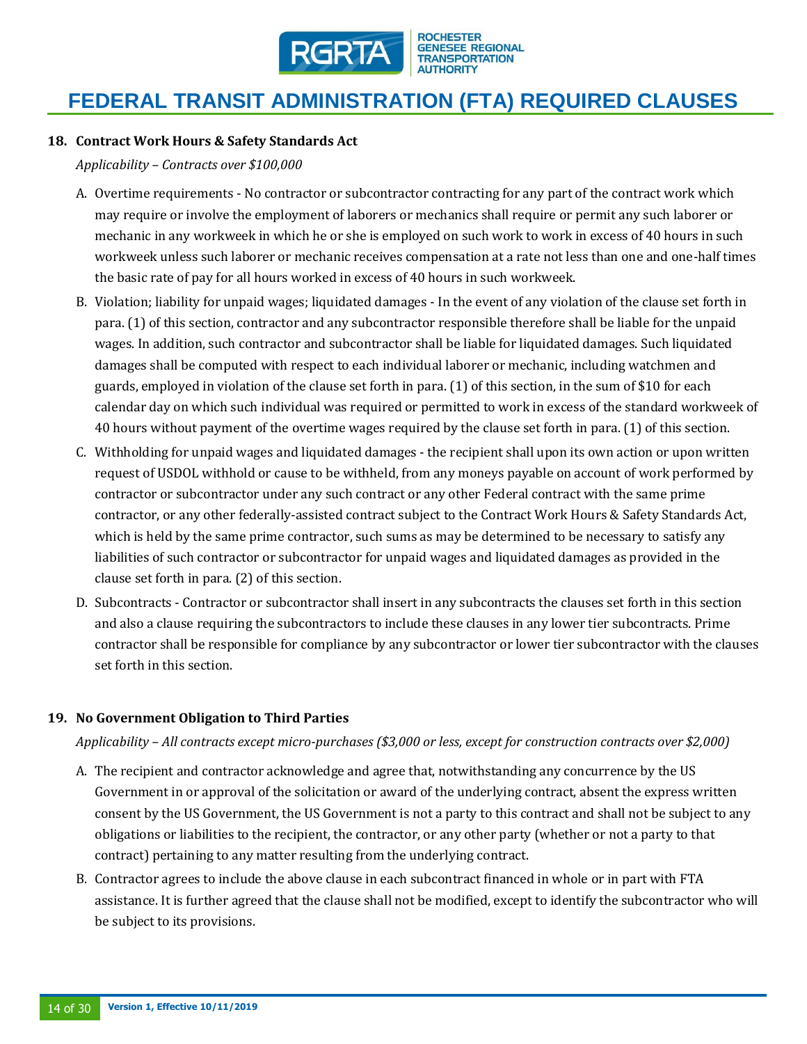**18. Contract Work Hours & Safety Standards Act**

*Applicability – Contracts over $100,000*

A. Overtime requirements - No contractor or subcontractor contracting for any part of the contract work which may require or involve the employment of laborers or mechanics shall require or permit any such laborer or mechanic in any workweek in which he or she is employed on such work to work in excess of 40 hours in such workweek unless such laborer or mechanic receives compensation at a rate not less than one and one-half times the basic rate of pay for all hours worked in excess of 40 hours in such workweek.

B. Violation; liability for unpaid wages; liquidated damages - In the event of any violation of the clause set forth in para. (1) of this section, contractor and any subcontractor responsible therefore shall be liable for the unpaid wages. In addition, such contractor and subcontractor shall be liable for liquidated damages. Such liquidated damages shall be computed with respect to each individual laborer or mechanic, including watchmen and guards, employed in violation of the clause set forth in para. (1) of this section, in the sum of $10 for each calendar day on which such individual was required or permitted to work in excess of the standard workweek of 40 hours without payment of the overtime wages required by the clause set forth in para. (1) of this section.

C. Withholding for unpaid wages and liquidated damages - the recipient shall upon its own action or upon written request of USDOL withhold or cause to be withheld, from any moneys payable on account of work performed by contractor or subcontractor under any such contract or any other Federal contract with the same prime contractor, or any other federally-assisted contract subject to the Contract Work Hours & Safety Standards Act, which is held by the same prime contractor, such sums as may be determined to be necessary to satisfy any liabilities of such contractor or subcontractor for unpaid wages and liquidated damages as provided in the clause set forth in para. (2) of this section.

D. Subcontracts - Contractor or subcontractor shall insert in any subcontracts the clauses set forth in this section and also a clause requiring the subcontractors to include these clauses in any lower tier subcontracts. Prime contractor shall be responsible for compliance by any subcontractor or lower tier subcontractor with the clauses set forth in this section.

**19. No Government Obligation to Third Parties**

*Applicability – All contracts except micro-purchases ($3,000 or less, except for construction contracts over $2,000)*

A. The recipient and contractor acknowledge and agree that, notwithstanding any concurrence by the US Government in or approval of the solicitation or award of the underlying contract, absent the express written consent by the US Government, the US Government is not a party to this contract and shall not be subject to any obligations or liabilities to the recipient, the contractor, or any other party (whether or not a party to that contract) pertaining to any matter resulting from the underlying contract.

B. Contractor agrees to include the above clause in each subcontract financed in whole or in part with FTA assistance. It is further agreed that the clause shall not be modified, except to identify the subcontractor who will be subject to its provisions.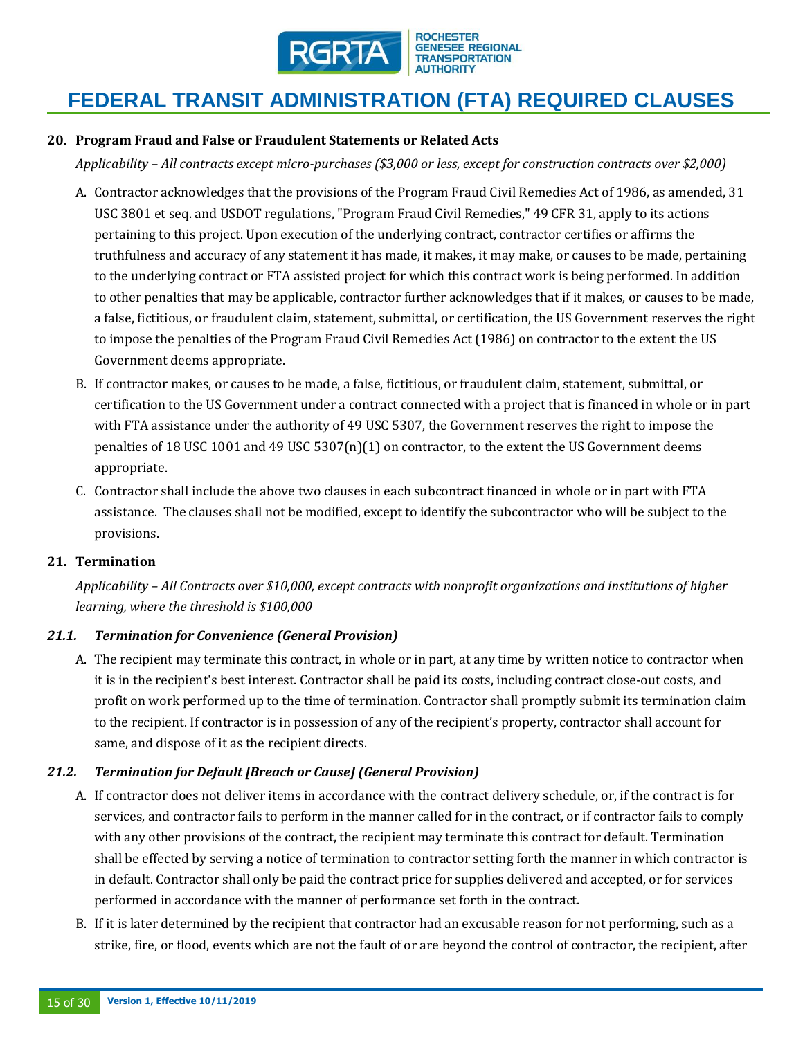### 20. Program Fraud and False or Fraudulent Statements or Related Acts

*Applicability – All contracts except micro-purchases ($3,000 or less, except for construction contracts over $2,000)*

A. Contractor acknowledges that the provisions of the Program Fraud Civil Remedies Act of 1986, as amended, 31 USC 3801 et seq. and USDOT regulations, "Program Fraud Civil Remedies," 49 CFR 31, apply to its actions pertaining to this project. Upon execution of the underlying contract, contractor certifies or affirms the truthfulness and accuracy of any statement it has made, it makes, it may make, or causes to be made, pertaining to the underlying contract or FTA assisted project for which this contract work is being performed. In addition to other penalties that may be applicable, contractor further acknowledges that if it makes, or causes to be made, a false, fictitious, or fraudulent claim, statement, submittal, or certification, the US Government reserves the right to impose the penalties of the Program Fraud Civil Remedies Act (1986) on contractor to the extent the US Government deems appropriate.

B. If contractor makes, or causes to be made, a false, fictitious, or fraudulent claim, statement, submittal, or certification to the US Government under a contract connected with a project that is financed in whole or in part with FTA assistance under the authority of 49 USC 5307, the Government reserves the right to impose the penalties of 18 USC 1001 and 49 USC 5307(n)(1) on contractor, to the extent the US Government deems appropriate.

C. Contractor shall include the above two clauses in each subcontract financed in whole or in part with FTA assistance. The clauses shall not be modified, except to identify the subcontractor who will be subject to the provisions.

### 21. Termination

*Applicability – All Contracts over $10,000, except contracts with nonprofit organizations and institutions of higher learning, where the threshold is $100,000*

#### *21.1. Termination for Convenience (General Provision)*

A. The recipient may terminate this contract, in whole or in part, at any time by written notice to contractor when it is in the recipient's best interest. Contractor shall be paid its costs, including contract close-out costs, and profit on work performed up to the time of termination. Contractor shall promptly submit its termination claim to the recipient. If contractor is in possession of any of the recipient's property, contractor shall account for same, and dispose of it as the recipient directs.

#### *21.2. Termination for Default [Breach or Cause] (General Provision)*

A. If contractor does not deliver items in accordance with the contract delivery schedule, or, if the contract is for services, and contractor fails to perform in the manner called for in the contract, or if contractor fails to comply with any other provisions of the contract, the recipient may terminate this contract for default. Termination shall be effected by serving a notice of termination to contractor setting forth the manner in which contractor is in default. Contractor shall only be paid the contract price for supplies delivered and accepted, or for services performed in accordance with the manner of performance set forth in the contract.

B. If it is later determined by the recipient that contractor had an excusable reason for not performing, such as a strike, fire, or flood, events which are not the fault of or are beyond the control of contractor, the recipient, after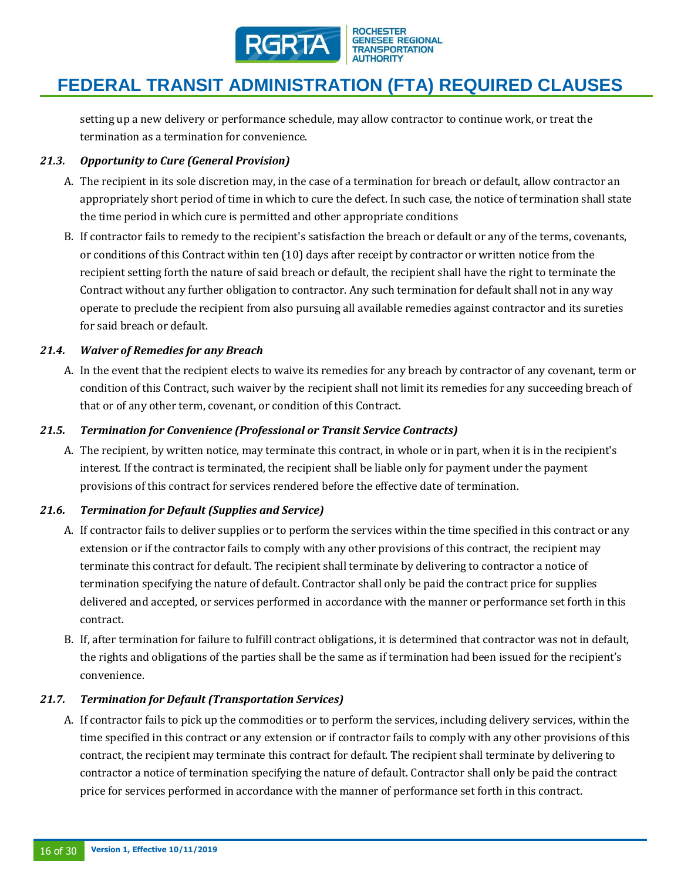setting up a new delivery or performance schedule, may allow contractor to continue work, or treat the termination as a termination for convenience.

### *21.3. Opportunity to Cure (General Provision)*

A. The recipient in its sole discretion may, in the case of a termination for breach or default, allow contractor an appropriately short period of time in which to cure the defect. In such case, the notice of termination shall state the time period in which cure is permitted and other appropriate conditions

B. If contractor fails to remedy to the recipient's satisfaction the breach or default or any of the terms, covenants, or conditions of this Contract within ten (10) days after receipt by contractor or written notice from the recipient setting forth the nature of said breach or default, the recipient shall have the right to terminate the Contract without any further obligation to contractor. Any such termination for default shall not in any way operate to preclude the recipient from also pursuing all available remedies against contractor and its sureties for said breach or default.

### *21.4. Waiver of Remedies for any Breach*

A. In the event that the recipient elects to waive its remedies for any breach by contractor of any covenant, term or condition of this Contract, such waiver by the recipient shall not limit its remedies for any succeeding breach of that or of any other term, covenant, or condition of this Contract.

### *21.5. Termination for Convenience (Professional or Transit Service Contracts)*

A. The recipient, by written notice, may terminate this contract, in whole or in part, when it is in the recipient's interest. If the contract is terminated, the recipient shall be liable only for payment under the payment provisions of this contract for services rendered before the effective date of termination.

### *21.6. Termination for Default (Supplies and Service)*

A. If contractor fails to deliver supplies or to perform the services within the time specified in this contract or any extension or if the contractor fails to comply with any other provisions of this contract, the recipient may terminate this contract for default. The recipient shall terminate by delivering to contractor a notice of termination specifying the nature of default. Contractor shall only be paid the contract price for supplies delivered and accepted, or services performed in accordance with the manner or performance set forth in this contract.

B. If, after termination for failure to fulfill contract obligations, it is determined that contractor was not in default, the rights and obligations of the parties shall be the same as if termination had been issued for the recipient's convenience.

### *21.7. Termination for Default (Transportation Services)*

A. If contractor fails to pick up the commodities or to perform the services, including delivery services, within the time specified in this contract or any extension or if contractor fails to comply with any other provisions of this contract, the recipient may terminate this contract for default. The recipient shall terminate by delivering to contractor a notice of termination specifying the nature of default. Contractor shall only be paid the contract price for services performed in accordance with the manner of performance set forth in this contract.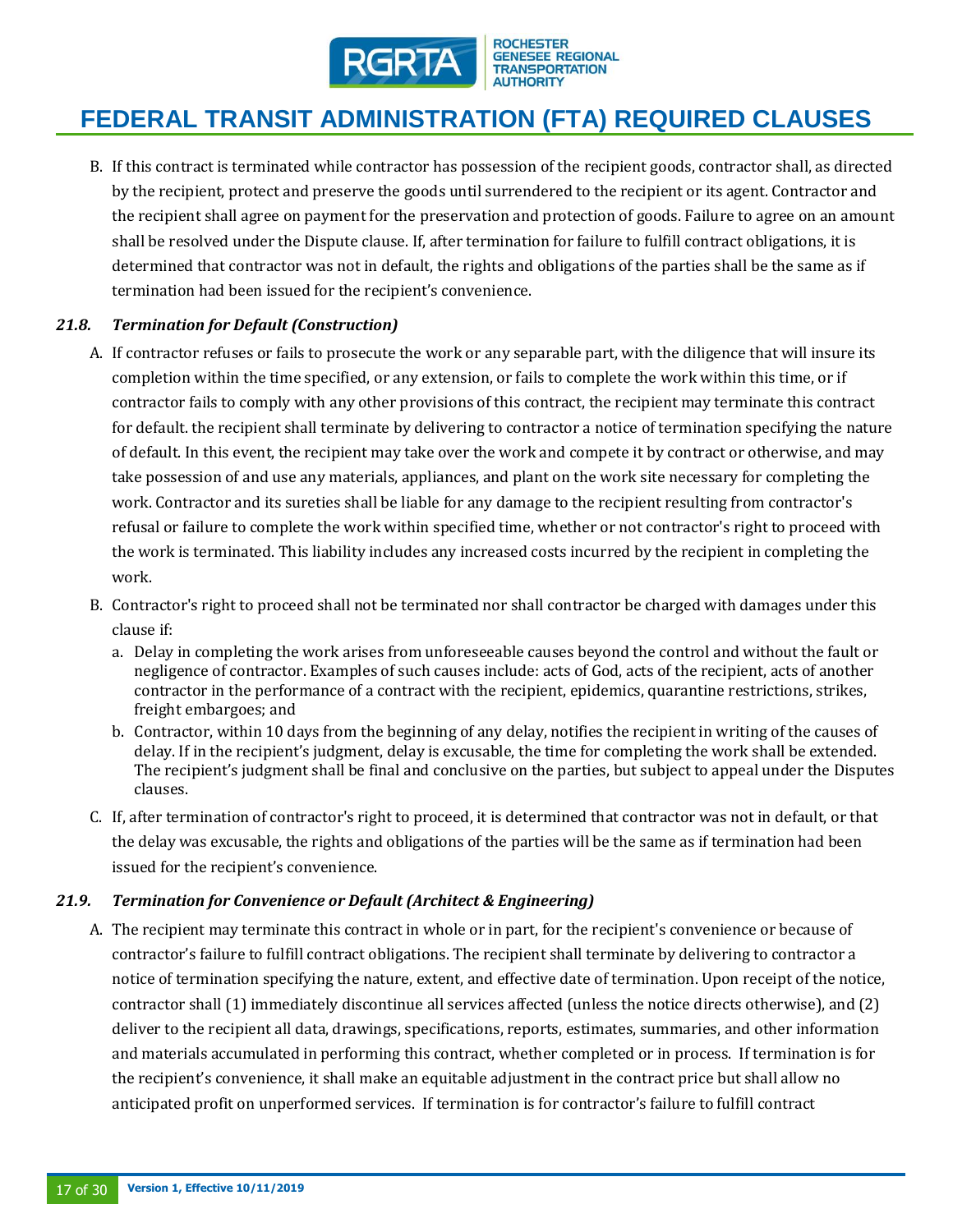B. If this contract is terminated while contractor has possession of the recipient goods, contractor shall, as directed by the recipient, protect and preserve the goods until surrendered to the recipient or its agent. Contractor and the recipient shall agree on payment for the preservation and protection of goods. Failure to agree on an amount shall be resolved under the Dispute clause. If, after termination for failure to fulfill contract obligations, it is determined that contractor was not in default, the rights and obligations of the parties shall be the same as if termination had been issued for the recipient's convenience.

### *21.8. Termination for Default (Construction)*

A. If contractor refuses or fails to prosecute the work or any separable part, with the diligence that will insure its completion within the time specified, or any extension, or fails to complete the work within this time, or if contractor fails to comply with any other provisions of this contract, the recipient may terminate this contract for default. the recipient shall terminate by delivering to contractor a notice of termination specifying the nature of default. In this event, the recipient may take over the work and compete it by contract or otherwise, and may take possession of and use any materials, appliances, and plant on the work site necessary for completing the work. Contractor and its sureties shall be liable for any damage to the recipient resulting from contractor's refusal or failure to complete the work within specified time, whether or not contractor's right to proceed with the work is terminated. This liability includes any increased costs incurred by the recipient in completing the work.

B. Contractor's right to proceed shall not be terminated nor shall contractor be charged with damages under this clause if:

   a. Delay in completing the work arises from unforeseeable causes beyond the control and without the fault or negligence of contractor. Examples of such causes include: acts of God, acts of the recipient, acts of another contractor in the performance of a contract with the recipient, epidemics, quarantine restrictions, strikes, freight embargoes; and
   b. Contractor, within 10 days from the beginning of any delay, notifies the recipient in writing of the causes of delay. If in the recipient's judgment, delay is excusable, the time for completing the work shall be extended. The recipient's judgment shall be final and conclusive on the parties, but subject to appeal under the Disputes clauses.

C. If, after termination of contractor's right to proceed, it is determined that contractor was not in default, or that the delay was excusable, the rights and obligations of the parties will be the same as if termination had been issued for the recipient's convenience.

### *21.9. Termination for Convenience or Default (Architect & Engineering)*

A. The recipient may terminate this contract in whole or in part, for the recipient's convenience or because of contractor's failure to fulfill contract obligations. The recipient shall terminate by delivering to contractor a notice of termination specifying the nature, extent, and effective date of termination. Upon receipt of the notice, contractor shall (1) immediately discontinue all services affected (unless the notice directs otherwise), and (2) deliver to the recipient all data, drawings, specifications, reports, estimates, summaries, and other information and materials accumulated in performing this contract, whether completed or in process. If termination is for the recipient's convenience, it shall make an equitable adjustment in the contract price but shall allow no anticipated profit on unperformed services. If termination is for contractor's failure to fulfill contract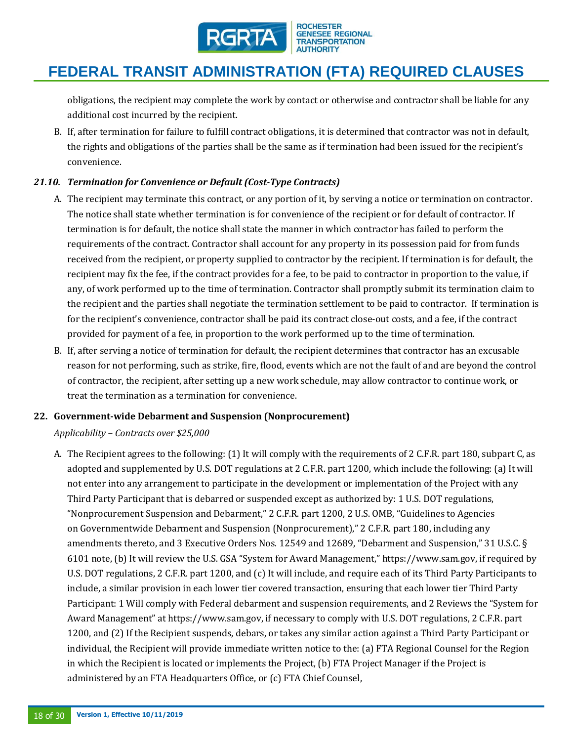obligations, the recipient may complete the work by contact or otherwise and contractor shall be liable for any additional cost incurred by the recipient.

B. If, after termination for failure to fulfill contract obligations, it is determined that contractor was not in default, the rights and obligations of the parties shall be the same as if termination had been issued for the recipient's convenience.

### *21.10. Termination for Convenience or Default (Cost-Type Contracts)*

A. The recipient may terminate this contract, or any portion of it, by serving a notice or termination on contractor. The notice shall state whether termination is for convenience of the recipient or for default of contractor. If termination is for default, the notice shall state the manner in which contractor has failed to perform the requirements of the contract. Contractor shall account for any property in its possession paid for from funds received from the recipient, or property supplied to contractor by the recipient. If termination is for default, the recipient may fix the fee, if the contract provides for a fee, to be paid to contractor in proportion to the value, if any, of work performed up to the time of termination. Contractor shall promptly submit its termination claim to the recipient and the parties shall negotiate the termination settlement to be paid to contractor. If termination is for the recipient's convenience, contractor shall be paid its contract close-out costs, and a fee, if the contract provided for payment of a fee, in proportion to the work performed up to the time of termination.

B. If, after serving a notice of termination for default, the recipient determines that contractor has an excusable reason for not performing, such as strike, fire, flood, events which are not the fault of and are beyond the control of contractor, the recipient, after setting up a new work schedule, may allow contractor to continue work, or treat the termination as a termination for convenience.

## 22. Government-wide Debarment and Suspension (Nonprocurement)

*Applicability – Contracts over $25,000*

A. The Recipient agrees to the following: (1) It will comply with the requirements of 2 C.F.R. part 180, subpart C, as adopted and supplemented by U.S. DOT regulations at 2 C.F.R. part 1200, which include the following: (a) It will not enter into any arrangement to participate in the development or implementation of the Project with any Third Party Participant that is debarred or suspended except as authorized by: 1 U.S. DOT regulations, "Nonprocurement Suspension and Debarment," 2 C.F.R. part 1200, 2 U.S. OMB, "Guidelines to Agencies on Governmentwide Debarment and Suspension (Nonprocurement)," 2 C.F.R. part 180, including any amendments thereto, and 3 Executive Orders Nos. 12549 and 12689, "Debarment and Suspension," 31 U.S.C. § 6101 note, (b) It will review the U.S. GSA "System for Award Management," https://www.sam.gov, if required by U.S. DOT regulations, 2 C.F.R. part 1200, and (c) It will include, and require each of its Third Party Participants to include, a similar provision in each lower tier covered transaction, ensuring that each lower tier Third Party Participant: 1 Will comply with Federal debarment and suspension requirements, and 2 Reviews the "System for Award Management" at https://www.sam.gov, if necessary to comply with U.S. DOT regulations, 2 C.F.R. part 1200, and (2) If the Recipient suspends, debars, or takes any similar action against a Third Party Participant or individual, the Recipient will provide immediate written notice to the: (a) FTA Regional Counsel for the Region in which the Recipient is located or implements the Project, (b) FTA Project Manager if the Project is administered by an FTA Headquarters Office, or (c) FTA Chief Counsel,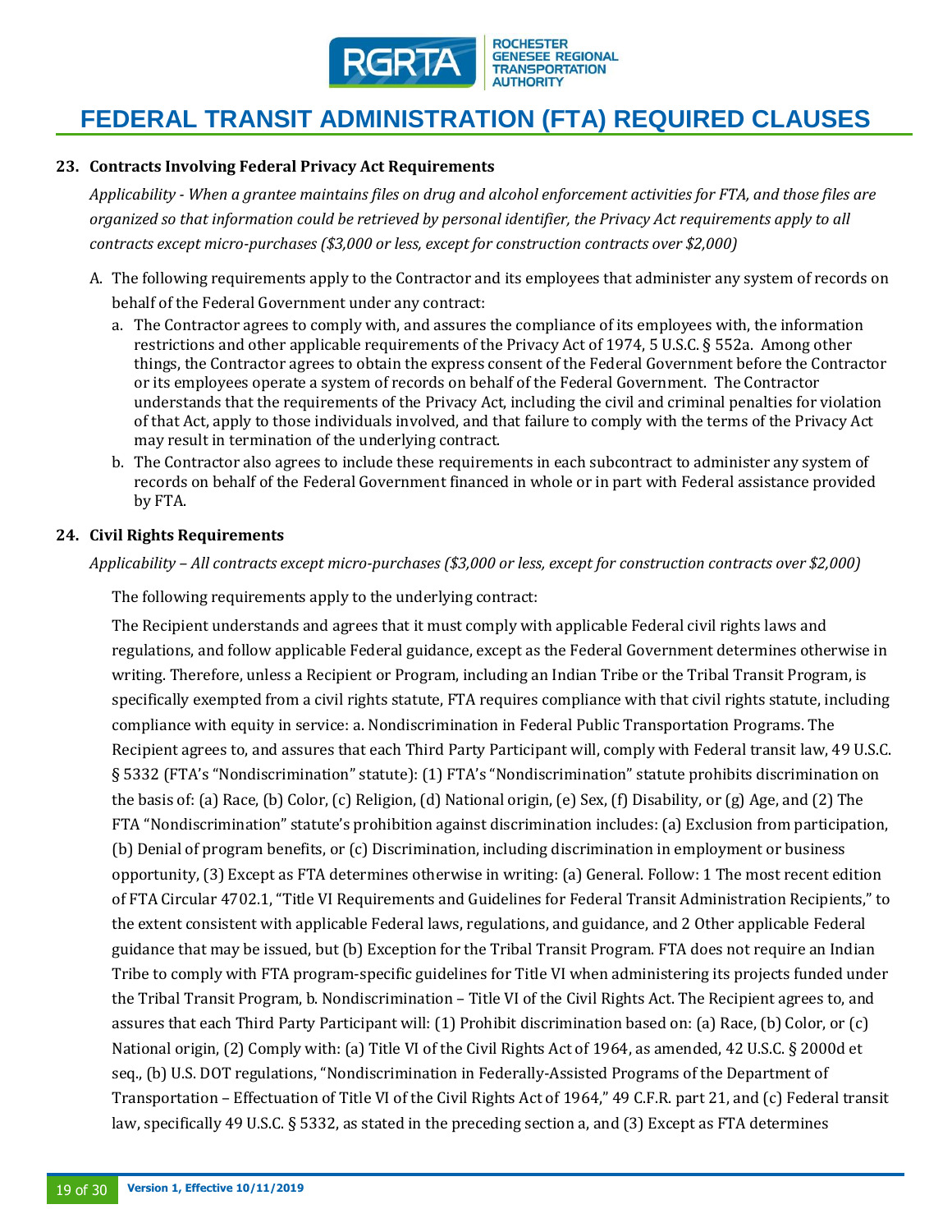# FEDERAL TRANSIT ADMINISTRATION (FTA) REQUIRED CLAUSES

### 23. Contracts Involving Federal Privacy Act Requirements

*Applicability - When a grantee maintains files on drug and alcohol enforcement activities for FTA, and those files are organized so that information could be retrieved by personal identifier, the Privacy Act requirements apply to all contracts except micro-purchases ($3,000 or less, except for construction contracts over $2,000)*

A. The following requirements apply to the Contractor and its employees that administer any system of records on behalf of the Federal Government under any contract:

   a. The Contractor agrees to comply with, and assures the compliance of its employees with, the information restrictions and other applicable requirements of the Privacy Act of 1974, 5 U.S.C. § 552a. Among other things, the Contractor agrees to obtain the express consent of the Federal Government before the Contractor or its employees operate a system of records on behalf of the Federal Government. The Contractor understands that the requirements of the Privacy Act, including the civil and criminal penalties for violation of that Act, apply to those individuals involved, and that failure to comply with the terms of the Privacy Act may result in termination of the underlying contract.

   b. The Contractor also agrees to include these requirements in each subcontract to administer any system of records on behalf of the Federal Government financed in whole or in part with Federal assistance provided by FTA.

### 24. Civil Rights Requirements

*Applicability – All contracts except micro-purchases ($3,000 or less, except for construction contracts over $2,000)*

The following requirements apply to the underlying contract:

The Recipient understands and agrees that it must comply with applicable Federal civil rights laws and regulations, and follow applicable Federal guidance, except as the Federal Government determines otherwise in writing. Therefore, unless a Recipient or Program, including an Indian Tribe or the Tribal Transit Program, is specifically exempted from a civil rights statute, FTA requires compliance with that civil rights statute, including compliance with equity in service: a. Nondiscrimination in Federal Public Transportation Programs. The Recipient agrees to, and assures that each Third Party Participant will, comply with Federal transit law, 49 U.S.C. § 5332 (FTA's "Nondiscrimination" statute): (1) FTA's "Nondiscrimination" statute prohibits discrimination on the basis of: (a) Race, (b) Color, (c) Religion, (d) National origin, (e) Sex, (f) Disability, or (g) Age, and (2) The FTA "Nondiscrimination" statute's prohibition against discrimination includes: (a) Exclusion from participation, (b) Denial of program benefits, or (c) Discrimination, including discrimination in employment or business opportunity, (3) Except as FTA determines otherwise in writing: (a) General. Follow: 1 The most recent edition of FTA Circular 4702.1, "Title VI Requirements and Guidelines for Federal Transit Administration Recipients," to the extent consistent with applicable Federal laws, regulations, and guidance, and 2 Other applicable Federal guidance that may be issued, but (b) Exception for the Tribal Transit Program. FTA does not require an Indian Tribe to comply with FTA program-specific guidelines for Title VI when administering its projects funded under the Tribal Transit Program, b. Nondiscrimination – Title VI of the Civil Rights Act. The Recipient agrees to, and assures that each Third Party Participant will: (1) Prohibit discrimination based on: (a) Race, (b) Color, or (c) National origin, (2) Comply with: (a) Title VI of the Civil Rights Act of 1964, as amended, 42 U.S.C. § 2000d et seq., (b) U.S. DOT regulations, "Nondiscrimination in Federally-Assisted Programs of the Department of Transportation – Effectuation of Title VI of the Civil Rights Act of 1964," 49 C.F.R. part 21, and (c) Federal transit law, specifically 49 U.S.C. § 5332, as stated in the preceding section a, and (3) Except as FTA determines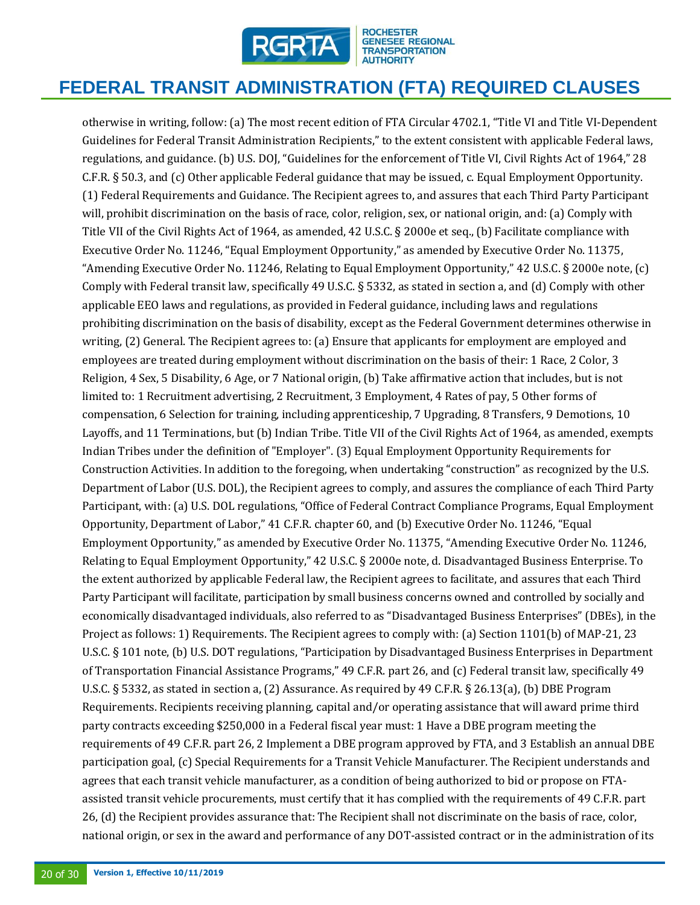otherwise in writing, follow: (a) The most recent edition of FTA Circular 4702.1, "Title VI and Title VI-Dependent Guidelines for Federal Transit Administration Recipients," to the extent consistent with applicable Federal laws, regulations, and guidance. (b) U.S. DOJ, "Guidelines for the enforcement of Title VI, Civil Rights Act of 1964," 28 C.F.R. § 50.3, and (c) Other applicable Federal guidance that may be issued, c. Equal Employment Opportunity. (1) Federal Requirements and Guidance. The Recipient agrees to, and assures that each Third Party Participant will, prohibit discrimination on the basis of race, color, religion, sex, or national origin, and: (a) Comply with Title VII of the Civil Rights Act of 1964, as amended, 42 U.S.C. § 2000e et seq., (b) Facilitate compliance with Executive Order No. 11246, "Equal Employment Opportunity," as amended by Executive Order No. 11375, "Amending Executive Order No. 11246, Relating to Equal Employment Opportunity," 42 U.S.C. § 2000e note, (c) Comply with Federal transit law, specifically 49 U.S.C. § 5332, as stated in section a, and (d) Comply with other applicable EEO laws and regulations, as provided in Federal guidance, including laws and regulations prohibiting discrimination on the basis of disability, except as the Federal Government determines otherwise in writing, (2) General. The Recipient agrees to: (a) Ensure that applicants for employment are employed and employees are treated during employment without discrimination on the basis of their: 1 Race, 2 Color, 3 Religion, 4 Sex, 5 Disability, 6 Age, or 7 National origin, (b) Take affirmative action that includes, but is not limited to: 1 Recruitment advertising, 2 Recruitment, 3 Employment, 4 Rates of pay, 5 Other forms of compensation, 6 Selection for training, including apprenticeship, 7 Upgrading, 8 Transfers, 9 Demotions, 10 Layoffs, and 11 Terminations, but (b) Indian Tribe. Title VII of the Civil Rights Act of 1964, as amended, exempts Indian Tribes under the definition of "Employer". (3) Equal Employment Opportunity Requirements for Construction Activities. In addition to the foregoing, when undertaking "construction" as recognized by the U.S. Department of Labor (U.S. DOL), the Recipient agrees to comply, and assures the compliance of each Third Party Participant, with: (a) U.S. DOL regulations, "Office of Federal Contract Compliance Programs, Equal Employment Opportunity, Department of Labor," 41 C.F.R. chapter 60, and (b) Executive Order No. 11246, "Equal Employment Opportunity," as amended by Executive Order No. 11375, "Amending Executive Order No. 11246, Relating to Equal Employment Opportunity," 42 U.S.C. § 2000e note, d. Disadvantaged Business Enterprise. To the extent authorized by applicable Federal law, the Recipient agrees to facilitate, and assures that each Third Party Participant will facilitate, participation by small business concerns owned and controlled by socially and economically disadvantaged individuals, also referred to as "Disadvantaged Business Enterprises" (DBEs), in the Project as follows: 1) Requirements. The Recipient agrees to comply with: (a) Section 1101(b) of MAP-21, 23 U.S.C. § 101 note, (b) U.S. DOT regulations, "Participation by Disadvantaged Business Enterprises in Department of Transportation Financial Assistance Programs," 49 C.F.R. part 26, and (c) Federal transit law, specifically 49 U.S.C. § 5332, as stated in section a, (2) Assurance. As required by 49 C.F.R. § 26.13(a), (b) DBE Program Requirements. Recipients receiving planning, capital and/or operating assistance that will award prime third party contracts exceeding $250,000 in a Federal fiscal year must: 1 Have a DBE program meeting the requirements of 49 C.F.R. part 26, 2 Implement a DBE program approved by FTA, and 3 Establish an annual DBE participation goal, (c) Special Requirements for a Transit Vehicle Manufacturer. The Recipient understands and agrees that each transit vehicle manufacturer, as a condition of being authorized to bid or propose on FTA-assisted transit vehicle procurements, must certify that it has complied with the requirements of 49 C.F.R. part 26, (d) the Recipient provides assurance that: The Recipient shall not discriminate on the basis of race, color, national origin, or sex in the award and performance of any DOT-assisted contract or in the administration of its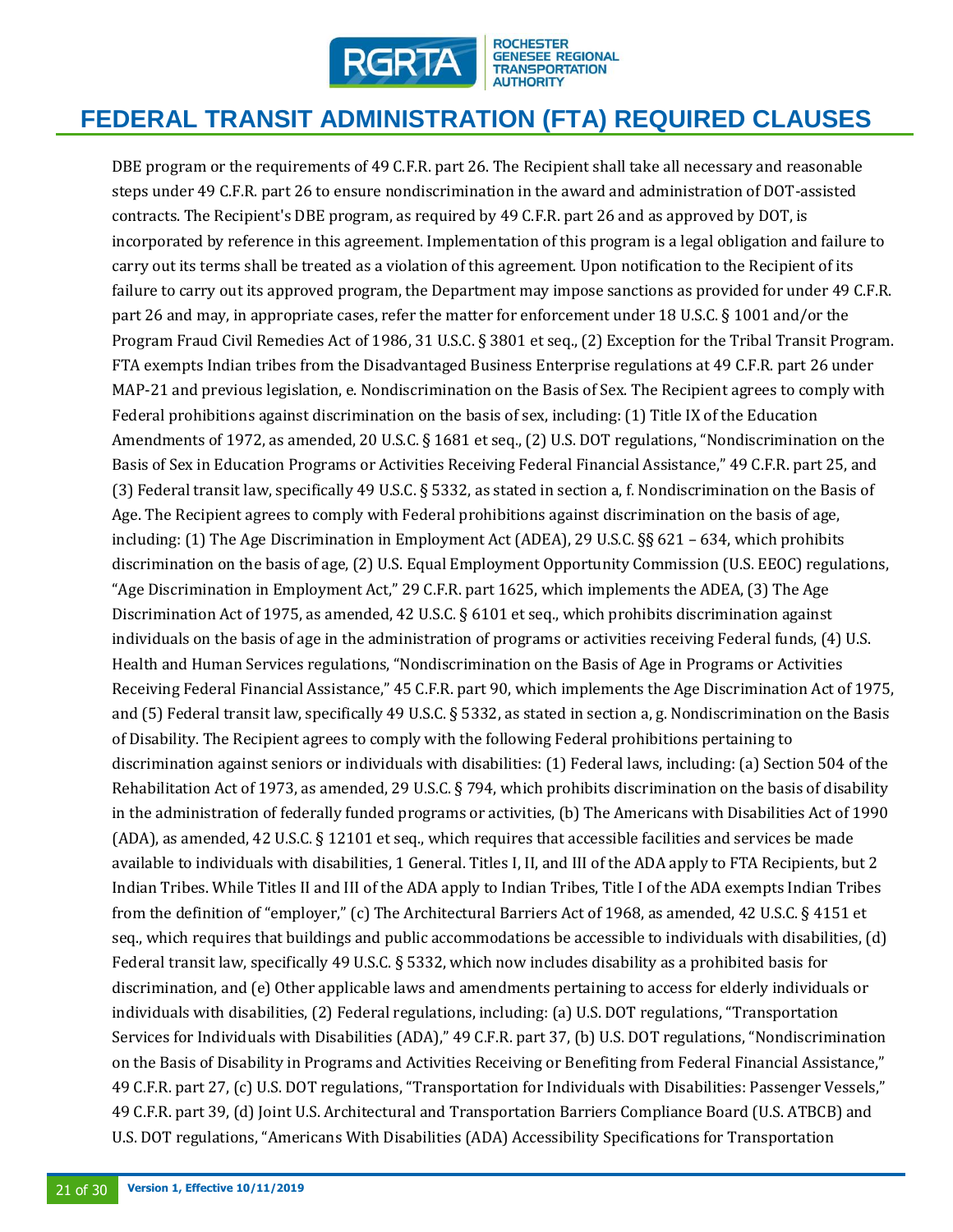DBE program or the requirements of 49 C.F.R. part 26. The Recipient shall take all necessary and reasonable steps under 49 C.F.R. part 26 to ensure nondiscrimination in the award and administration of DOT-assisted contracts. The Recipient's DBE program, as required by 49 C.F.R. part 26 and as approved by DOT, is incorporated by reference in this agreement. Implementation of this program is a legal obligation and failure to carry out its terms shall be treated as a violation of this agreement. Upon notification to the Recipient of its failure to carry out its approved program, the Department may impose sanctions as provided for under 49 C.F.R. part 26 and may, in appropriate cases, refer the matter for enforcement under 18 U.S.C. § 1001 and/or the Program Fraud Civil Remedies Act of 1986, 31 U.S.C. § 3801 et seq., (2) Exception for the Tribal Transit Program. FTA exempts Indian tribes from the Disadvantaged Business Enterprise regulations at 49 C.F.R. part 26 under MAP-21 and previous legislation, e. Nondiscrimination on the Basis of Sex. The Recipient agrees to comply with Federal prohibitions against discrimination on the basis of sex, including: (1) Title IX of the Education Amendments of 1972, as amended, 20 U.S.C. § 1681 et seq., (2) U.S. DOT regulations, "Nondiscrimination on the Basis of Sex in Education Programs or Activities Receiving Federal Financial Assistance," 49 C.F.R. part 25, and (3) Federal transit law, specifically 49 U.S.C. § 5332, as stated in section a, f. Nondiscrimination on the Basis of Age. The Recipient agrees to comply with Federal prohibitions against discrimination on the basis of age, including: (1) The Age Discrimination in Employment Act (ADEA), 29 U.S.C. §§ 621 – 634, which prohibits discrimination on the basis of age, (2) U.S. Equal Employment Opportunity Commission (U.S. EEOC) regulations, "Age Discrimination in Employment Act," 29 C.F.R. part 1625, which implements the ADEA, (3) The Age Discrimination Act of 1975, as amended, 42 U.S.C. § 6101 et seq., which prohibits discrimination against individuals on the basis of age in the administration of programs or activities receiving Federal funds, (4) U.S. Health and Human Services regulations, "Nondiscrimination on the Basis of Age in Programs or Activities Receiving Federal Financial Assistance," 45 C.F.R. part 90, which implements the Age Discrimination Act of 1975, and (5) Federal transit law, specifically 49 U.S.C. § 5332, as stated in section a, g. Nondiscrimination on the Basis of Disability. The Recipient agrees to comply with the following Federal prohibitions pertaining to discrimination against seniors or individuals with disabilities: (1) Federal laws, including: (a) Section 504 of the Rehabilitation Act of 1973, as amended, 29 U.S.C. § 794, which prohibits discrimination on the basis of disability in the administration of federally funded programs or activities, (b) The Americans with Disabilities Act of 1990 (ADA), as amended, 42 U.S.C. § 12101 et seq., which requires that accessible facilities and services be made available to individuals with disabilities, 1 General. Titles I, II, and III of the ADA apply to FTA Recipients, but 2 Indian Tribes. While Titles II and III of the ADA apply to Indian Tribes, Title I of the ADA exempts Indian Tribes from the definition of "employer," (c) The Architectural Barriers Act of 1968, as amended, 42 U.S.C. § 4151 et seq., which requires that buildings and public accommodations be accessible to individuals with disabilities, (d) Federal transit law, specifically 49 U.S.C. § 5332, which now includes disability as a prohibited basis for discrimination, and (e) Other applicable laws and amendments pertaining to access for elderly individuals or individuals with disabilities, (2) Federal regulations, including: (a) U.S. DOT regulations, "Transportation Services for Individuals with Disabilities (ADA)," 49 C.F.R. part 37, (b) U.S. DOT regulations, "Nondiscrimination on the Basis of Disability in Programs and Activities Receiving or Benefiting from Federal Financial Assistance," 49 C.F.R. part 27, (c) U.S. DOT regulations, "Transportation for Individuals with Disabilities: Passenger Vessels," 49 C.F.R. part 39, (d) Joint U.S. Architectural and Transportation Barriers Compliance Board (U.S. ATBCB) and U.S. DOT regulations, "Americans With Disabilities (ADA) Accessibility Specifications for Transportation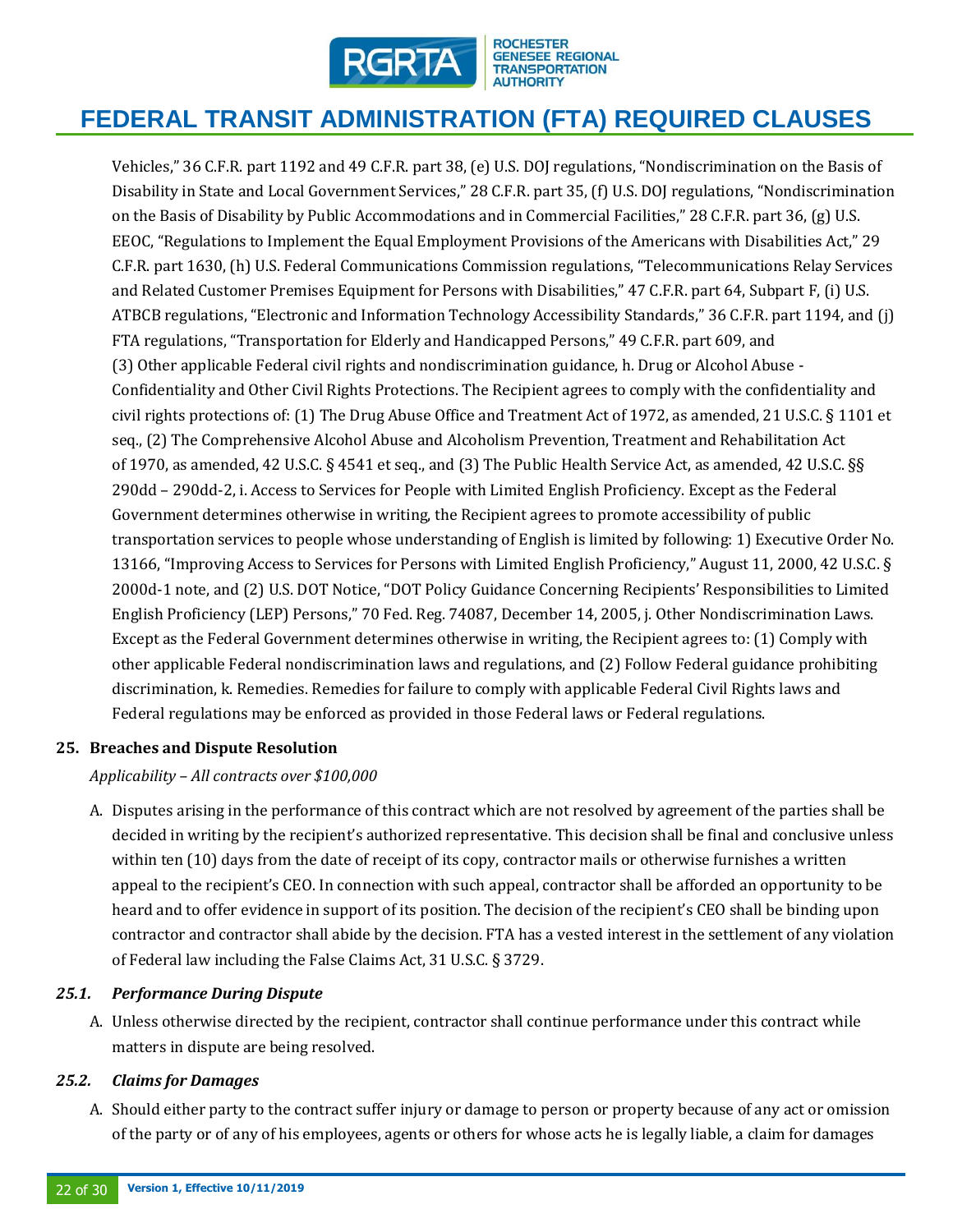Vehicles," 36 C.F.R. part 1192 and 49 C.F.R. part 38, (e) U.S. DOJ regulations, "Nondiscrimination on the Basis of Disability in State and Local Government Services," 28 C.F.R. part 35, (f) U.S. DOJ regulations, "Nondiscrimination on the Basis of Disability by Public Accommodations and in Commercial Facilities," 28 C.F.R. part 36, (g) U.S. EEOC, "Regulations to Implement the Equal Employment Provisions of the Americans with Disabilities Act," 29 C.F.R. part 1630, (h) U.S. Federal Communications Commission regulations, "Telecommunications Relay Services and Related Customer Premises Equipment for Persons with Disabilities," 47 C.F.R. part 64, Subpart F, (i) U.S. ATBCB regulations, "Electronic and Information Technology Accessibility Standards," 36 C.F.R. part 1194, and (j) FTA regulations, "Transportation for Elderly and Handicapped Persons," 49 C.F.R. part 609, and (3) Other applicable Federal civil rights and nondiscrimination guidance, h. Drug or Alcohol Abuse - Confidentiality and Other Civil Rights Protections. The Recipient agrees to comply with the confidentiality and civil rights protections of: (1) The Drug Abuse Office and Treatment Act of 1972, as amended, 21 U.S.C. § 1101 et seq., (2) The Comprehensive Alcohol Abuse and Alcoholism Prevention, Treatment and Rehabilitation Act of 1970, as amended, 42 U.S.C. § 4541 et seq., and (3) The Public Health Service Act, as amended, 42 U.S.C. §§ 290dd – 290dd-2, i. Access to Services for People with Limited English Proficiency. Except as the Federal Government determines otherwise in writing, the Recipient agrees to promote accessibility of public transportation services to people whose understanding of English is limited by following: 1) Executive Order No. 13166, "Improving Access to Services for Persons with Limited English Proficiency," August 11, 2000, 42 U.S.C. § 2000d-1 note, and (2) U.S. DOT Notice, "DOT Policy Guidance Concerning Recipients' Responsibilities to Limited English Proficiency (LEP) Persons," 70 Fed. Reg. 74087, December 14, 2005, j. Other Nondiscrimination Laws. Except as the Federal Government determines otherwise in writing, the Recipient agrees to: (1) Comply with other applicable Federal nondiscrimination laws and regulations, and (2) Follow Federal guidance prohibiting discrimination, k. Remedies. Remedies for failure to comply with applicable Federal Civil Rights laws and Federal regulations may be enforced as provided in those Federal laws or Federal regulations.

## 25. Breaches and Dispute Resolution

*Applicability – All contracts over $100,000*

A. Disputes arising in the performance of this contract which are not resolved by agreement of the parties shall be decided in writing by the recipient's authorized representative. This decision shall be final and conclusive unless within ten (10) days from the date of receipt of its copy, contractor mails or otherwise furnishes a written appeal to the recipient's CEO. In connection with such appeal, contractor shall be afforded an opportunity to be heard and to offer evidence in support of its position. The decision of the recipient's CEO shall be binding upon contractor and contractor shall abide by the decision. FTA has a vested interest in the settlement of any violation of Federal law including the False Claims Act, 31 U.S.C. § 3729.

### *25.1. Performance During Dispute*

A. Unless otherwise directed by the recipient, contractor shall continue performance under this contract while matters in dispute are being resolved.

### *25.2. Claims for Damages*

A. Should either party to the contract suffer injury or damage to person or property because of any act or omission of the party or of any of his employees, agents or others for whose acts he is legally liable, a claim for damages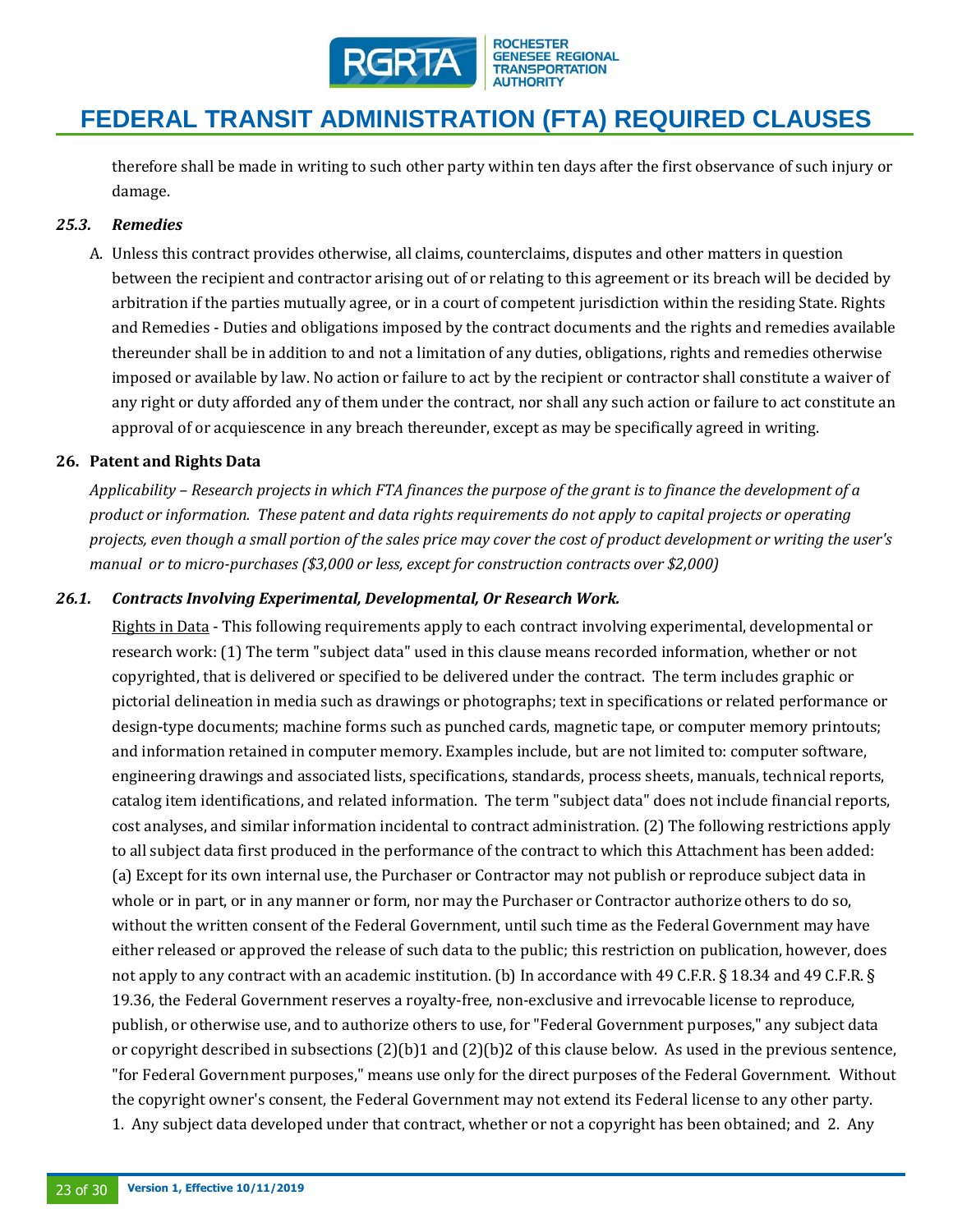therefore shall be made in writing to such other party within ten days after the first observance of such injury or damage.

### *25.3. Remedies*

A. Unless this contract provides otherwise, all claims, counterclaims, disputes and other matters in question between the recipient and contractor arising out of or relating to this agreement or its breach will be decided by arbitration if the parties mutually agree, or in a court of competent jurisdiction within the residing State. Rights and Remedies - Duties and obligations imposed by the contract documents and the rights and remedies available thereunder shall be in addition to and not a limitation of any duties, obligations, rights and remedies otherwise imposed or available by law. No action or failure to act by the recipient or contractor shall constitute a waiver of any right or duty afforded any of them under the contract, nor shall any such action or failure to act constitute an approval of or acquiescence in any breach thereunder, except as may be specifically agreed in writing.

## 26. Patent and Rights Data

*Applicability – Research projects in which FTA finances the purpose of the grant is to finance the development of a product or information. These patent and data rights requirements do not apply to capital projects or operating projects, even though a small portion of the sales price may cover the cost of product development or writing the user's manual or to micro-purchases ($3,000 or less, except for construction contracts over $2,000)*

### *26.1. Contracts Involving Experimental, Developmental, Or Research Work.*

Rights in Data - This following requirements apply to each contract involving experimental, developmental or research work: (1) The term "subject data" used in this clause means recorded information, whether or not copyrighted, that is delivered or specified to be delivered under the contract. The term includes graphic or pictorial delineation in media such as drawings or photographs; text in specifications or related performance or design-type documents; machine forms such as punched cards, magnetic tape, or computer memory printouts; and information retained in computer memory. Examples include, but are not limited to: computer software, engineering drawings and associated lists, specifications, standards, process sheets, manuals, technical reports, catalog item identifications, and related information. The term "subject data" does not include financial reports, cost analyses, and similar information incidental to contract administration. (2) The following restrictions apply to all subject data first produced in the performance of the contract to which this Attachment has been added: (a) Except for its own internal use, the Purchaser or Contractor may not publish or reproduce subject data in whole or in part, or in any manner or form, nor may the Purchaser or Contractor authorize others to do so, without the written consent of the Federal Government, until such time as the Federal Government may have either released or approved the release of such data to the public; this restriction on publication, however, does not apply to any contract with an academic institution. (b) In accordance with 49 C.F.R. § 18.34 and 49 C.F.R. § 19.36, the Federal Government reserves a royalty-free, non-exclusive and irrevocable license to reproduce, publish, or otherwise use, and to authorize others to use, for "Federal Government purposes," any subject data or copyright described in subsections (2)(b)1 and (2)(b)2 of this clause below. As used in the previous sentence, "for Federal Government purposes," means use only for the direct purposes of the Federal Government. Without the copyright owner's consent, the Federal Government may not extend its Federal license to any other party. 1. Any subject data developed under that contract, whether or not a copyright has been obtained; and 2. Any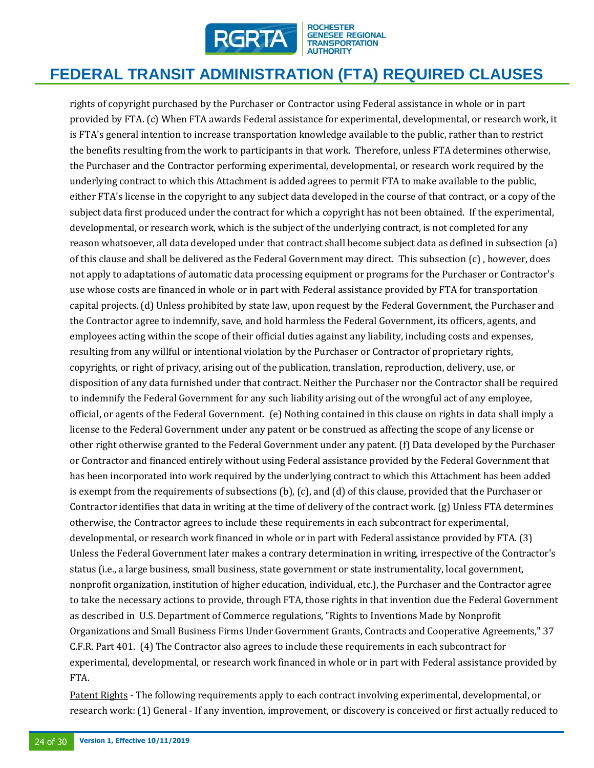rights of copyright purchased by the Purchaser or Contractor using Federal assistance in whole or in part provided by FTA. (c) When FTA awards Federal assistance for experimental, developmental, or research work, it is FTA's general intention to increase transportation knowledge available to the public, rather than to restrict the benefits resulting from the work to participants in that work. Therefore, unless FTA determines otherwise, the Purchaser and the Contractor performing experimental, developmental, or research work required by the underlying contract to which this Attachment is added agrees to permit FTA to make available to the public, either FTA's license in the copyright to any subject data developed in the course of that contract, or a copy of the subject data first produced under the contract for which a copyright has not been obtained. If the experimental, developmental, or research work, which is the subject of the underlying contract, is not completed for any reason whatsoever, all data developed under that contract shall become subject data as defined in subsection (a) of this clause and shall be delivered as the Federal Government may direct. This subsection (c) , however, does not apply to adaptations of automatic data processing equipment or programs for the Purchaser or Contractor's use whose costs are financed in whole or in part with Federal assistance provided by FTA for transportation capital projects. (d) Unless prohibited by state law, upon request by the Federal Government, the Purchaser and the Contractor agree to indemnify, save, and hold harmless the Federal Government, its officers, agents, and employees acting within the scope of their official duties against any liability, including costs and expenses, resulting from any willful or intentional violation by the Purchaser or Contractor of proprietary rights, copyrights, or right of privacy, arising out of the publication, translation, reproduction, delivery, use, or disposition of any data furnished under that contract. Neither the Purchaser nor the Contractor shall be required to indemnify the Federal Government for any such liability arising out of the wrongful act of any employee, official, or agents of the Federal Government. (e) Nothing contained in this clause on rights in data shall imply a license to the Federal Government under any patent or be construed as affecting the scope of any license or other right otherwise granted to the Federal Government under any patent. (f) Data developed by the Purchaser or Contractor and financed entirely without using Federal assistance provided by the Federal Government that has been incorporated into work required by the underlying contract to which this Attachment has been added is exempt from the requirements of subsections (b), (c), and (d) of this clause, provided that the Purchaser or Contractor identifies that data in writing at the time of delivery of the contract work. (g) Unless FTA determines otherwise, the Contractor agrees to include these requirements in each subcontract for experimental, developmental, or research work financed in whole or in part with Federal assistance provided by FTA. (3) Unless the Federal Government later makes a contrary determination in writing, irrespective of the Contractor's status (i.e., a large business, small business, state government or state instrumentality, local government, nonprofit organization, institution of higher education, individual, etc.), the Purchaser and the Contractor agree to take the necessary actions to provide, through FTA, those rights in that invention due the Federal Government as described in U.S. Department of Commerce regulations, "Rights to Inventions Made by Nonprofit Organizations and Small Business Firms Under Government Grants, Contracts and Cooperative Agreements," 37 C.F.R. Part 401. (4) The Contractor also agrees to include these requirements in each subcontract for experimental, developmental, or research work financed in whole or in part with Federal assistance provided by FTA.

Patent Rights - The following requirements apply to each contract involving experimental, developmental, or research work: (1) General - If any invention, improvement, or discovery is conceived or first actually reduced to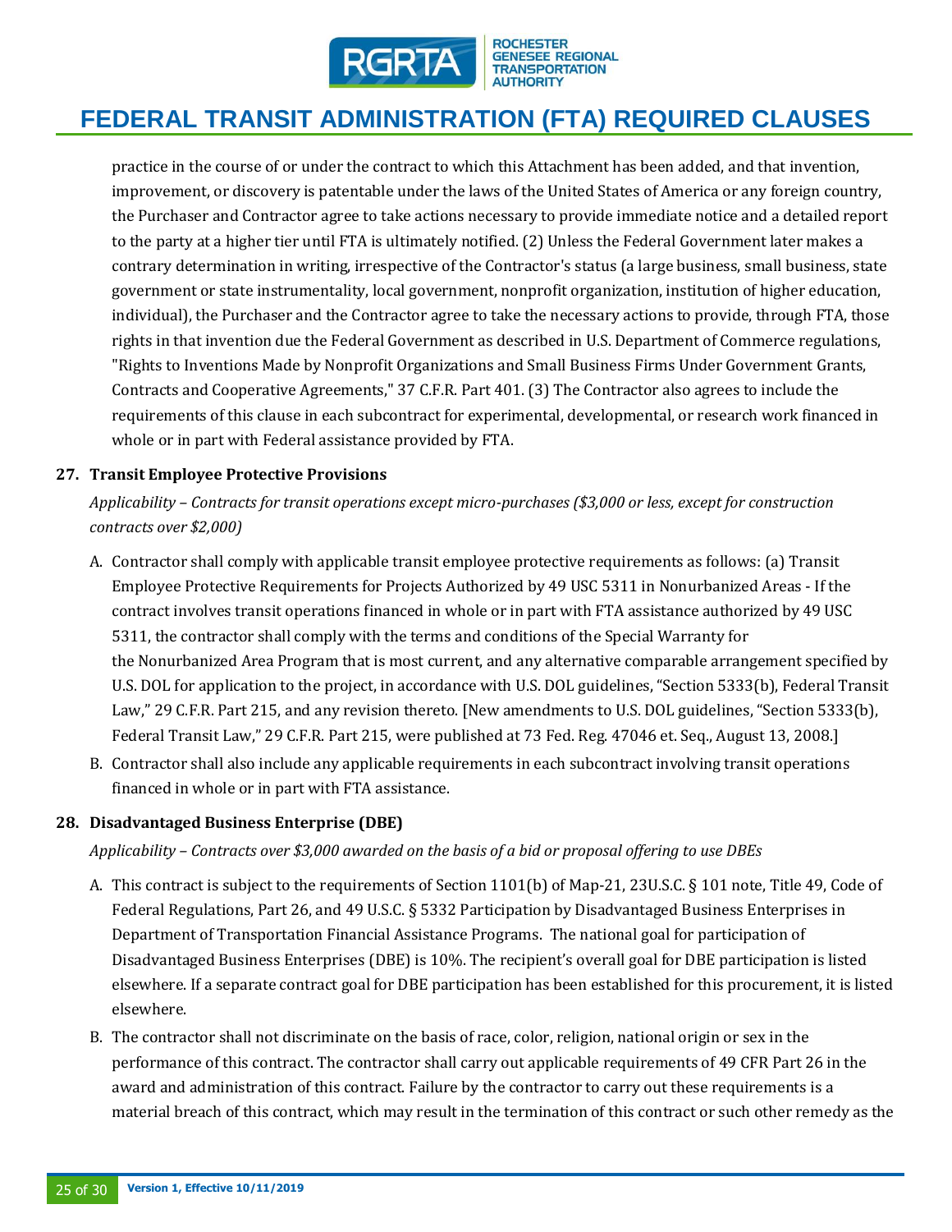practice in the course of or under the contract to which this Attachment has been added, and that invention, improvement, or discovery is patentable under the laws of the United States of America or any foreign country, the Purchaser and Contractor agree to take actions necessary to provide immediate notice and a detailed report to the party at a higher tier until FTA is ultimately notified. (2) Unless the Federal Government later makes a contrary determination in writing, irrespective of the Contractor's status (a large business, small business, state government or state instrumentality, local government, nonprofit organization, institution of higher education, individual), the Purchaser and the Contractor agree to take the necessary actions to provide, through FTA, those rights in that invention due the Federal Government as described in U.S. Department of Commerce regulations, "Rights to Inventions Made by Nonprofit Organizations and Small Business Firms Under Government Grants, Contracts and Cooperative Agreements," 37 C.F.R. Part 401. (3) The Contractor also agrees to include the requirements of this clause in each subcontract for experimental, developmental, or research work financed in whole or in part with Federal assistance provided by FTA.

**27. Transit Employee Protective Provisions**

*Applicability – Contracts for transit operations except micro-purchases ($3,000 or less, except for construction contracts over $2,000)*

A. Contractor shall comply with applicable transit employee protective requirements as follows: (a) Transit Employee Protective Requirements for Projects Authorized by 49 USC 5311 in Nonurbanized Areas - If the contract involves transit operations financed in whole or in part with FTA assistance authorized by 49 USC 5311, the contractor shall comply with the terms and conditions of the Special Warranty for the Nonurbanized Area Program that is most current, and any alternative comparable arrangement specified by U.S. DOL for application to the project, in accordance with U.S. DOL guidelines, "Section 5333(b), Federal Transit Law," 29 C.F.R. Part 215, and any revision thereto. [New amendments to U.S. DOL guidelines, "Section 5333(b), Federal Transit Law," 29 C.F.R. Part 215, were published at 73 Fed. Reg. 47046 et. Seq., August 13, 2008.]

B. Contractor shall also include any applicable requirements in each subcontract involving transit operations financed in whole or in part with FTA assistance.

**28. Disadvantaged Business Enterprise (DBE)**

*Applicability – Contracts over $3,000 awarded on the basis of a bid or proposal offering to use DBEs*

A. This contract is subject to the requirements of Section 1101(b) of Map-21, 23U.S.C. § 101 note, Title 49, Code of Federal Regulations, Part 26, and 49 U.S.C. § 5332 Participation by Disadvantaged Business Enterprises in Department of Transportation Financial Assistance Programs. The national goal for participation of Disadvantaged Business Enterprises (DBE) is 10%. The recipient's overall goal for DBE participation is listed elsewhere. If a separate contract goal for DBE participation has been established for this procurement, it is listed elsewhere.

B. The contractor shall not discriminate on the basis of race, color, religion, national origin or sex in the performance of this contract. The contractor shall carry out applicable requirements of 49 CFR Part 26 in the award and administration of this contract. Failure by the contractor to carry out these requirements is a material breach of this contract, which may result in the termination of this contract or such other remedy as the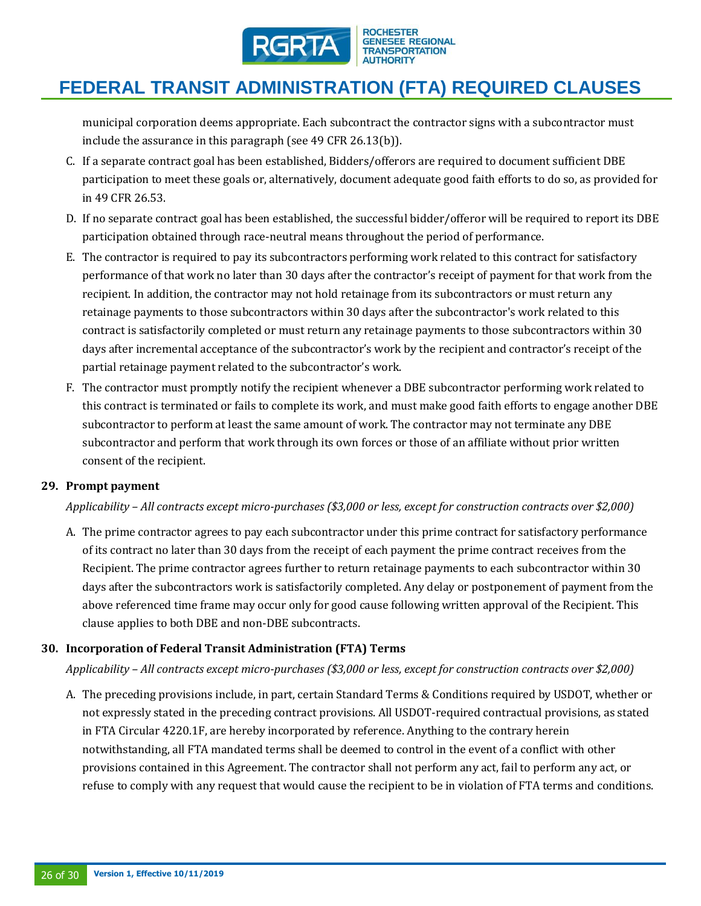municipal corporation deems appropriate. Each subcontract the contractor signs with a subcontractor must include the assurance in this paragraph (see 49 CFR 26.13(b)).

C. If a separate contract goal has been established, Bidders/offerors are required to document sufficient DBE participation to meet these goals or, alternatively, document adequate good faith efforts to do so, as provided for in 49 CFR 26.53.

D. If no separate contract goal has been established, the successful bidder/offeror will be required to report its DBE participation obtained through race-neutral means throughout the period of performance.

E. The contractor is required to pay its subcontractors performing work related to this contract for satisfactory performance of that work no later than 30 days after the contractor's receipt of payment for that work from the recipient. In addition, the contractor may not hold retainage from its subcontractors or must return any retainage payments to those subcontractors within 30 days after the subcontractor's work related to this contract is satisfactorily completed or must return any retainage payments to those subcontractors within 30 days after incremental acceptance of the subcontractor's work by the recipient and contractor's receipt of the partial retainage payment related to the subcontractor's work.

F. The contractor must promptly notify the recipient whenever a DBE subcontractor performing work related to this contract is terminated or fails to complete its work, and must make good faith efforts to engage another DBE subcontractor to perform at least the same amount of work. The contractor may not terminate any DBE subcontractor and perform that work through its own forces or those of an affiliate without prior written consent of the recipient.

## 29. Prompt payment

*Applicability – All contracts except micro-purchases ($3,000 or less, except for construction contracts over $2,000)*

A. The prime contractor agrees to pay each subcontractor under this prime contract for satisfactory performance of its contract no later than 30 days from the receipt of each payment the prime contract receives from the Recipient. The prime contractor agrees further to return retainage payments to each subcontractor within 30 days after the subcontractors work is satisfactorily completed. Any delay or postponement of payment from the above referenced time frame may occur only for good cause following written approval of the Recipient. This clause applies to both DBE and non-DBE subcontracts.

## 30. Incorporation of Federal Transit Administration (FTA) Terms

*Applicability – All contracts except micro-purchases ($3,000 or less, except for construction contracts over $2,000)*

A. The preceding provisions include, in part, certain Standard Terms & Conditions required by USDOT, whether or not expressly stated in the preceding contract provisions. All USDOT-required contractual provisions, as stated in FTA Circular 4220.1F, are hereby incorporated by reference. Anything to the contrary herein notwithstanding, all FTA mandated terms shall be deemed to control in the event of a conflict with other provisions contained in this Agreement. The contractor shall not perform any act, fail to perform any act, or refuse to comply with any request that would cause the recipient to be in violation of FTA terms and conditions.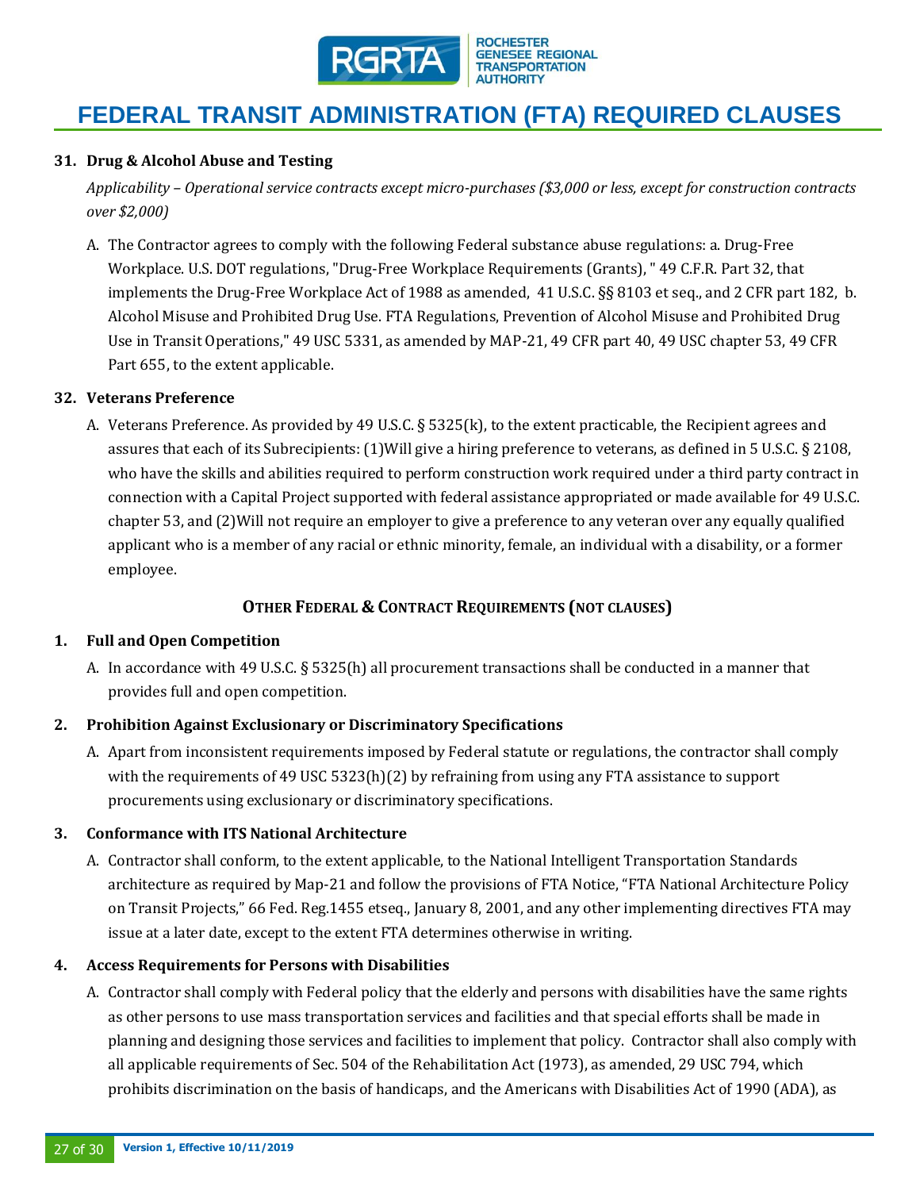# FEDERAL TRANSIT ADMINISTRATION (FTA) REQUIRED CLAUSES

**31. Drug & Alcohol Abuse and Testing**

*Applicability – Operational service contracts except micro-purchases ($3,000 or less, except for construction contracts over $2,000)*

A. The Contractor agrees to comply with the following Federal substance abuse regulations: a. Drug-Free Workplace. U.S. DOT regulations, "Drug-Free Workplace Requirements (Grants), " 49 C.F.R. Part 32, that implements the Drug-Free Workplace Act of 1988 as amended, 41 U.S.C. §§ 8103 et seq., and 2 CFR part 182, b. Alcohol Misuse and Prohibited Drug Use. FTA Regulations, Prevention of Alcohol Misuse and Prohibited Drug Use in Transit Operations," 49 USC 5331, as amended by MAP-21, 49 CFR part 40, 49 USC chapter 53, 49 CFR Part 655, to the extent applicable.

**32. Veterans Preference**

A. Veterans Preference. As provided by 49 U.S.C. § 5325(k), to the extent practicable, the Recipient agrees and assures that each of its Subrecipients: (1)Will give a hiring preference to veterans, as defined in 5 U.S.C. § 2108, who have the skills and abilities required to perform construction work required under a third party contract in connection with a Capital Project supported with federal assistance appropriated or made available for 49 U.S.C. chapter 53, and (2)Will not require an employer to give a preference to any veteran over any equally qualified applicant who is a member of any racial or ethnic minority, female, an individual with a disability, or a former employee.

## OTHER FEDERAL & CONTRACT REQUIREMENTS (NOT CLAUSES)

**1. Full and Open Competition**

A. In accordance with 49 U.S.C. § 5325(h) all procurement transactions shall be conducted in a manner that provides full and open competition.

**2. Prohibition Against Exclusionary or Discriminatory Specifications**

A. Apart from inconsistent requirements imposed by Federal statute or regulations, the contractor shall comply with the requirements of 49 USC 5323(h)(2) by refraining from using any FTA assistance to support procurements using exclusionary or discriminatory specifications.

**3. Conformance with ITS National Architecture**

A. Contractor shall conform, to the extent applicable, to the National Intelligent Transportation Standards architecture as required by Map-21 and follow the provisions of FTA Notice, "FTA National Architecture Policy on Transit Projects," 66 Fed. Reg.1455 etseq., January 8, 2001, and any other implementing directives FTA may issue at a later date, except to the extent FTA determines otherwise in writing.

**4. Access Requirements for Persons with Disabilities**

A. Contractor shall comply with Federal policy that the elderly and persons with disabilities have the same rights as other persons to use mass transportation services and facilities and that special efforts shall be made in planning and designing those services and facilities to implement that policy. Contractor shall also comply with all applicable requirements of Sec. 504 of the Rehabilitation Act (1973), as amended, 29 USC 794, which prohibits discrimination on the basis of handicaps, and the Americans with Disabilities Act of 1990 (ADA), as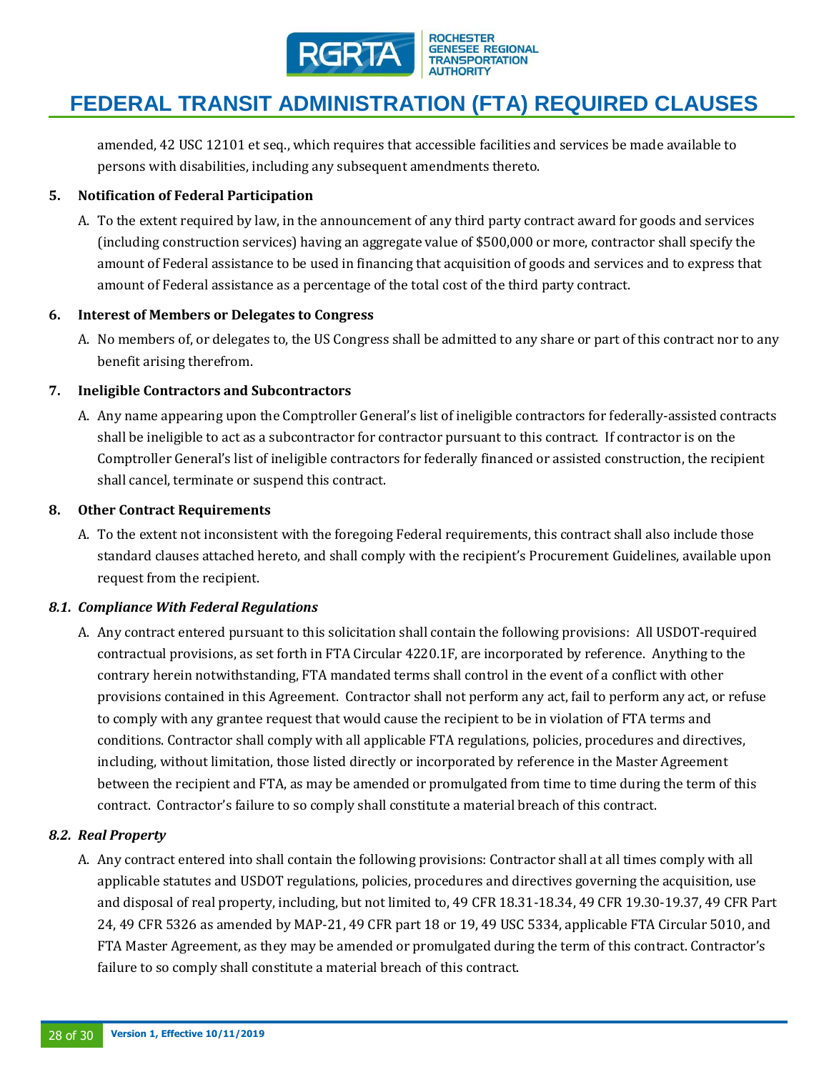amended, 42 USC 12101 et seq., which requires that accessible facilities and services be made available to persons with disabilities, including any subsequent amendments thereto.

**5. Notification of Federal Participation**

A. To the extent required by law, in the announcement of any third party contract award for goods and services (including construction services) having an aggregate value of $500,000 or more, contractor shall specify the amount of Federal assistance to be used in financing that acquisition of goods and services and to express that amount of Federal assistance as a percentage of the total cost of the third party contract.

**6. Interest of Members or Delegates to Congress**

A. No members of, or delegates to, the US Congress shall be admitted to any share or part of this contract nor to any benefit arising therefrom.

**7. Ineligible Contractors and Subcontractors**

A. Any name appearing upon the Comptroller General's list of ineligible contractors for federally-assisted contracts shall be ineligible to act as a subcontractor for contractor pursuant to this contract. If contractor is on the Comptroller General's list of ineligible contractors for federally financed or assisted construction, the recipient shall cancel, terminate or suspend this contract.

**8. Other Contract Requirements**

A. To the extent not inconsistent with the foregoing Federal requirements, this contract shall also include those standard clauses attached hereto, and shall comply with the recipient's Procurement Guidelines, available upon request from the recipient.

***8.1. Compliance With Federal Regulations***

A. Any contract entered pursuant to this solicitation shall contain the following provisions: All USDOT-required contractual provisions, as set forth in FTA Circular 4220.1F, are incorporated by reference. Anything to the contrary herein notwithstanding, FTA mandated terms shall control in the event of a conflict with other provisions contained in this Agreement. Contractor shall not perform any act, fail to perform any act, or refuse to comply with any grantee request that would cause the recipient to be in violation of FTA terms and conditions. Contractor shall comply with all applicable FTA regulations, policies, procedures and directives, including, without limitation, those listed directly or incorporated by reference in the Master Agreement between the recipient and FTA, as may be amended or promulgated from time to time during the term of this contract. Contractor's failure to so comply shall constitute a material breach of this contract.

***8.2. Real Property***

A. Any contract entered into shall contain the following provisions: Contractor shall at all times comply with all applicable statutes and USDOT regulations, policies, procedures and directives governing the acquisition, use and disposal of real property, including, but not limited to, 49 CFR 18.31-18.34, 49 CFR 19.30-19.37, 49 CFR Part 24, 49 CFR 5326 as amended by MAP-21, 49 CFR part 18 or 19, 49 USC 5334, applicable FTA Circular 5010, and FTA Master Agreement, as they may be amended or promulgated during the term of this contract. Contractor's failure to so comply shall constitute a material breach of this contract.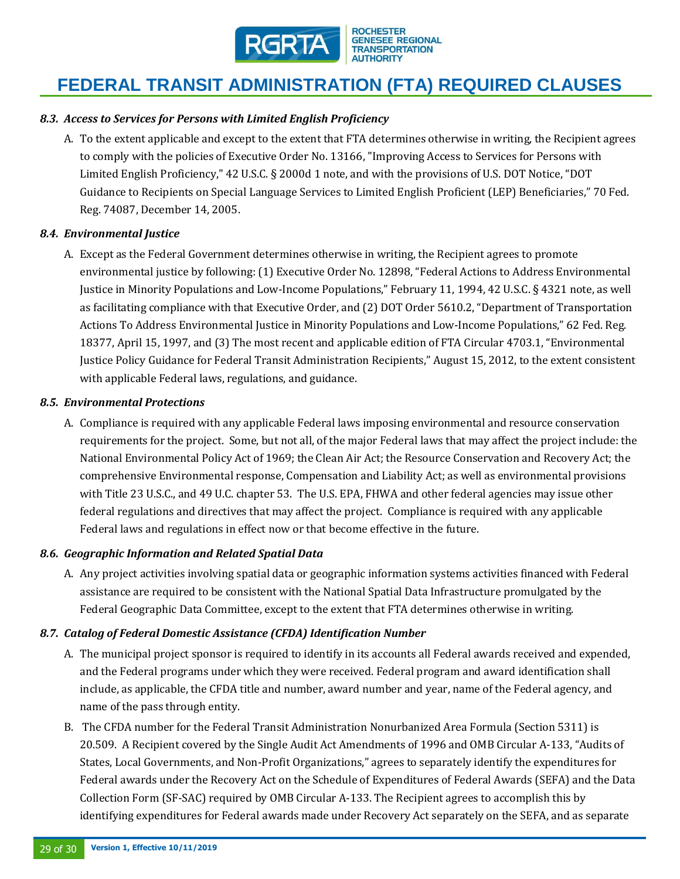# FEDERAL TRANSIT ADMINISTRATION (FTA) REQUIRED CLAUSES

### *8.3. Access to Services for Persons with Limited English Proficiency*

A. To the extent applicable and except to the extent that FTA determines otherwise in writing, the Recipient agrees to comply with the policies of Executive Order No. 13166, "Improving Access to Services for Persons with Limited English Proficiency," 42 U.S.C. § 2000d 1 note, and with the provisions of U.S. DOT Notice, "DOT Guidance to Recipients on Special Language Services to Limited English Proficient (LEP) Beneficiaries," 70 Fed. Reg. 74087, December 14, 2005.

### *8.4. Environmental Justice*

A. Except as the Federal Government determines otherwise in writing, the Recipient agrees to promote environmental justice by following: (1) Executive Order No. 12898, "Federal Actions to Address Environmental Justice in Minority Populations and Low-Income Populations," February 11, 1994, 42 U.S.C. § 4321 note, as well as facilitating compliance with that Executive Order, and (2) DOT Order 5610.2, "Department of Transportation Actions To Address Environmental Justice in Minority Populations and Low-Income Populations," 62 Fed. Reg. 18377, April 15, 1997, and (3) The most recent and applicable edition of FTA Circular 4703.1, "Environmental Justice Policy Guidance for Federal Transit Administration Recipients," August 15, 2012, to the extent consistent with applicable Federal laws, regulations, and guidance.

### *8.5. Environmental Protections*

A. Compliance is required with any applicable Federal laws imposing environmental and resource conservation requirements for the project. Some, but not all, of the major Federal laws that may affect the project include: the National Environmental Policy Act of 1969; the Clean Air Act; the Resource Conservation and Recovery Act; the comprehensive Environmental response, Compensation and Liability Act; as well as environmental provisions with Title 23 U.S.C., and 49 U.C. chapter 53. The U.S. EPA, FHWA and other federal agencies may issue other federal regulations and directives that may affect the project. Compliance is required with any applicable Federal laws and regulations in effect now or that become effective in the future.

### *8.6. Geographic Information and Related Spatial Data*

A. Any project activities involving spatial data or geographic information systems activities financed with Federal assistance are required to be consistent with the National Spatial Data Infrastructure promulgated by the Federal Geographic Data Committee, except to the extent that FTA determines otherwise in writing.

### *8.7. Catalog of Federal Domestic Assistance (CFDA) Identification Number*

A. The municipal project sponsor is required to identify in its accounts all Federal awards received and expended, and the Federal programs under which they were received. Federal program and award identification shall include, as applicable, the CFDA title and number, award number and year, name of the Federal agency, and name of the pass through entity.

B. The CFDA number for the Federal Transit Administration Nonurbanized Area Formula (Section 5311) is 20.509. A Recipient covered by the Single Audit Act Amendments of 1996 and OMB Circular A-133, "Audits of States, Local Governments, and Non-Profit Organizations," agrees to separately identify the expenditures for Federal awards under the Recovery Act on the Schedule of Expenditures of Federal Awards (SEFA) and the Data Collection Form (SF-SAC) required by OMB Circular A-133. The Recipient agrees to accomplish this by identifying expenditures for Federal awards made under Recovery Act separately on the SEFA, and as separate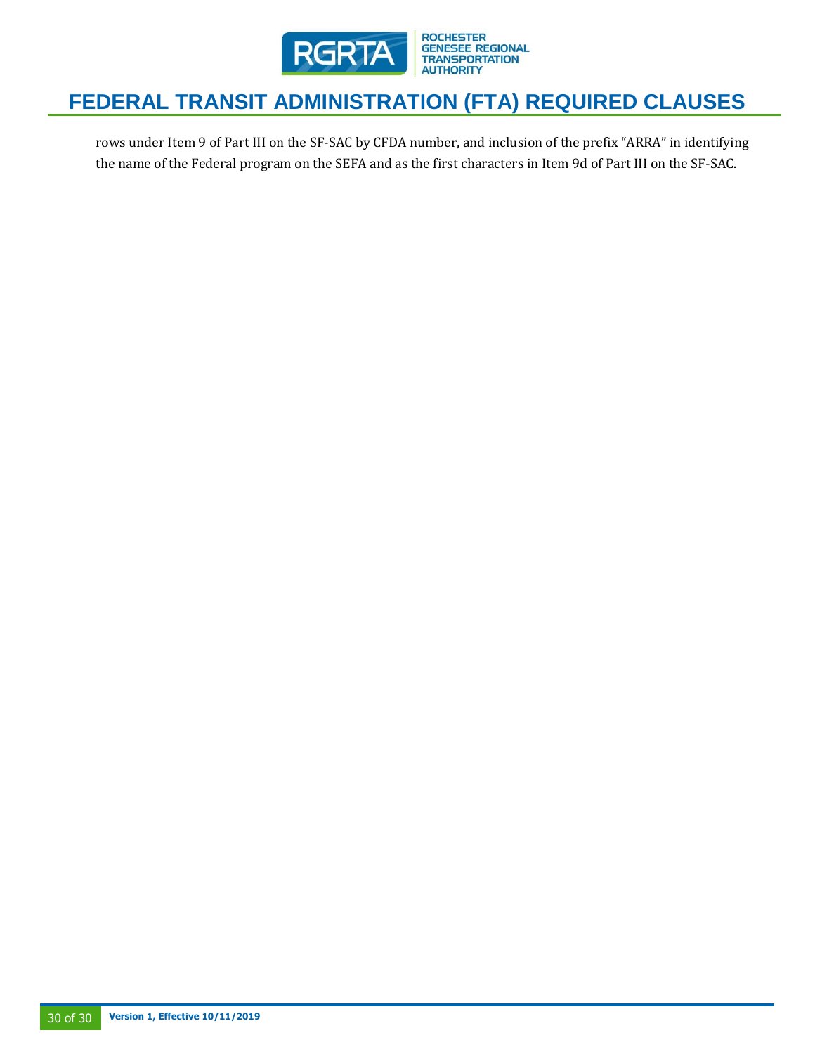rows under Item 9 of Part III on the SF-SAC by CFDA number, and inclusion of the prefix "ARRA" in identifying the name of the Federal program on the SEFA and as the first characters in Item 9d of Part III on the SF-SAC.